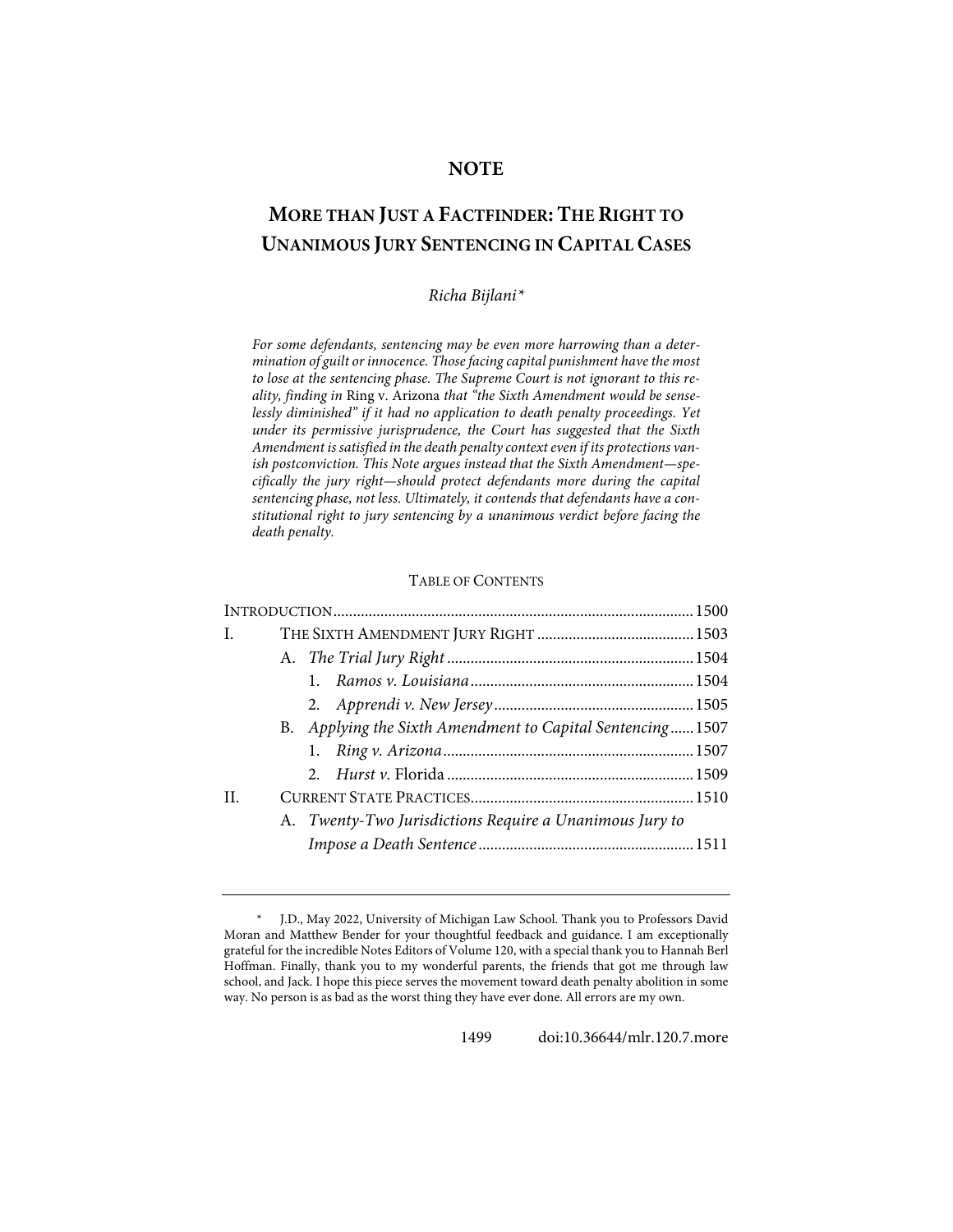# NOTE

## MORE THAN JUST A FACTFINDER: THE RIGHT TO UNANIMOUS JURY SENTENCING IN CAPITAL CASES

*Richa Bijlani\**

*For some defendants, sentencing may be even more harrowing than a determination of guilt or innocence. Those facing capital punishment have the most to lose at the sentencing phase. The Supreme Court is not ignorant to this reality, finding in* Ring v. Arizona *that "the Sixth Amendment would be senselessly diminished" if it had no application to death penalty proceedings. Yet under its permissive jurisprudence, the Court has suggested that the Sixth Amendment is satisfied in the death penalty context even if its protections vanish postconviction. This Note argues instead that the Sixth Amendment—specifically the jury right—should protect defendants more during the capital sentencing phase, not less. Ultimately, it contends that defendants have a constitutional right to jury sentencing by a unanimous verdict before facing the death penalty.*

TABLE OF CONTENTS

| | | |
|---|---|---|
| INTRODUCTION | | 1500 |
| I. | THE SIXTH AMENDMENT JURY RIGHT | 1503 |
| | A. *The Trial Jury Right* | 1504 |
| | 1. *Ramos v. Louisiana* | 1504 |
| | 2. *Apprendi v. New Jersey* | 1505 |
| | B. *Applying the Sixth Amendment to Capital Sentencing* | 1507 |
| | 1. *Ring v. Arizona* | 1507 |
| | 2. *Hurst v.* Florida | 1509 |
| II. | CURRENT STATE PRACTICES | 1510 |
| | A. *Twenty-Two Jurisdictions Require a Unanimous Jury to Impose a Death Sentence* | 1511 |

\* J.D., May 2022, University of Michigan Law School. Thank you to Professors David Moran and Matthew Bender for your thoughtful feedback and guidance. I am exceptionally grateful for the incredible Notes Editors of Volume 120, with a special thank you to Hannah Berl Hoffman. Finally, thank you to my wonderful parents, the friends that got me through law school, and Jack. I hope this piece serves the movement toward death penalty abolition in some way. No person is as bad as the worst thing they have ever done. All errors are my own.

doi:10.36644/mlr.120.7.more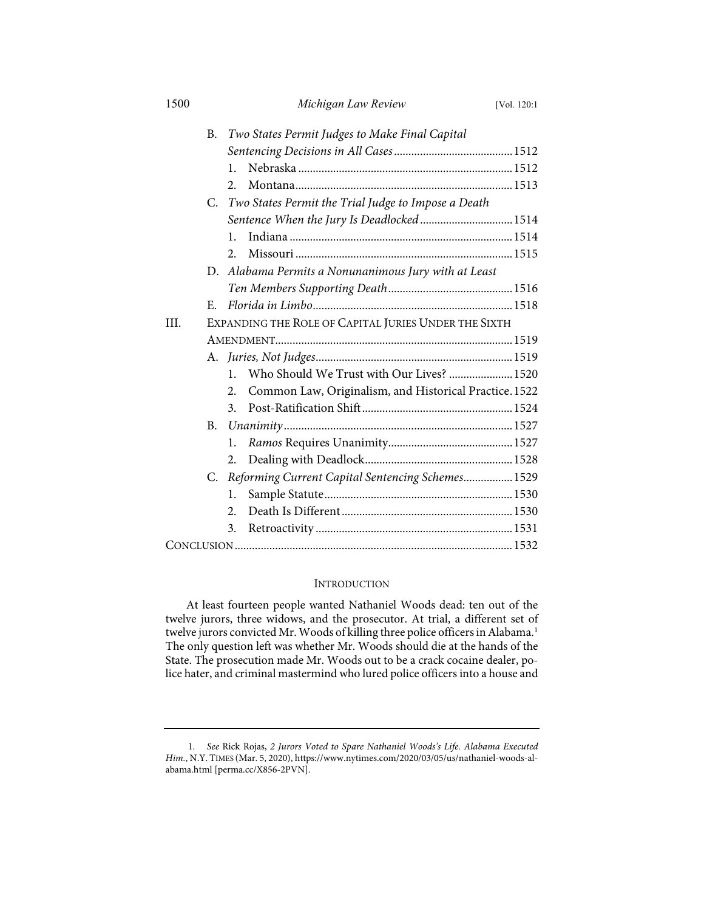B. *Two States Permit Judges to Make Final Capital Sentencing Decisions in All Cases* ........................................ 1512
   1. Nebraska ........................................................................ 1512
   2. Montana.......................................................................... 1513

C. *Two States Permit the Trial Judge to Impose a Death Sentence When the Jury Is Deadlocked* ............................... 1514
   1. Indiana ........................................................................... 1514
   2. Missouri .......................................................................... 1515

D. *Alabama Permits a Nonunanimous Jury with at Least Ten Members Supporting Death* .......................................... 1516

E. *Florida in Limbo*.................................................................... 1518

III. EXPANDING THE ROLE OF CAPITAL JURIES UNDER THE SIXTH AMENDMENT................................................................................. 1519

A. *Juries, Not Judges*................................................................... 1519
   1. Who Should We Trust with Our Lives? ...................... 1520
   2. Common Law, Originalism, and Historical Practice. 1522
   3. Post-Ratification Shift.................................................... 1524

B. *Unanimity*.............................................................................. 1527
   1. *Ramos* Requires Unanimity........................................... 1527
   2. Dealing with Deadlock................................................... 1528

C. *Reforming Current Capital Sentencing Schemes*................ 1529
   1. Sample Statute................................................................. 1530
   2. Death Is Different........................................................... 1530
   3. Retroactivity.................................................................... 1531

CONCLUSION.............................................................................................. 1532

## INTRODUCTION

At least fourteen people wanted Nathaniel Woods dead: ten out of the twelve jurors, three widows, and the prosecutor. At trial, a different set of twelve jurors convicted Mr. Woods of killing three police officers in Alabama.[1] The only question left was whether Mr. Woods should die at the hands of the State. The prosecution made Mr. Woods out to be a crack cocaine dealer, police hater, and criminal mastermind who lured police officers into a house and

---

1. *See* Rick Rojas, *2 Jurors Voted to Spare Nathaniel Woods's Life. Alabama Executed Him.*, N.Y. TIMES (Mar. 5, 2020), https://www.nytimes.com/2020/03/05/us/nathaniel-woods-alabama.html [perma.cc/X856-2PVN].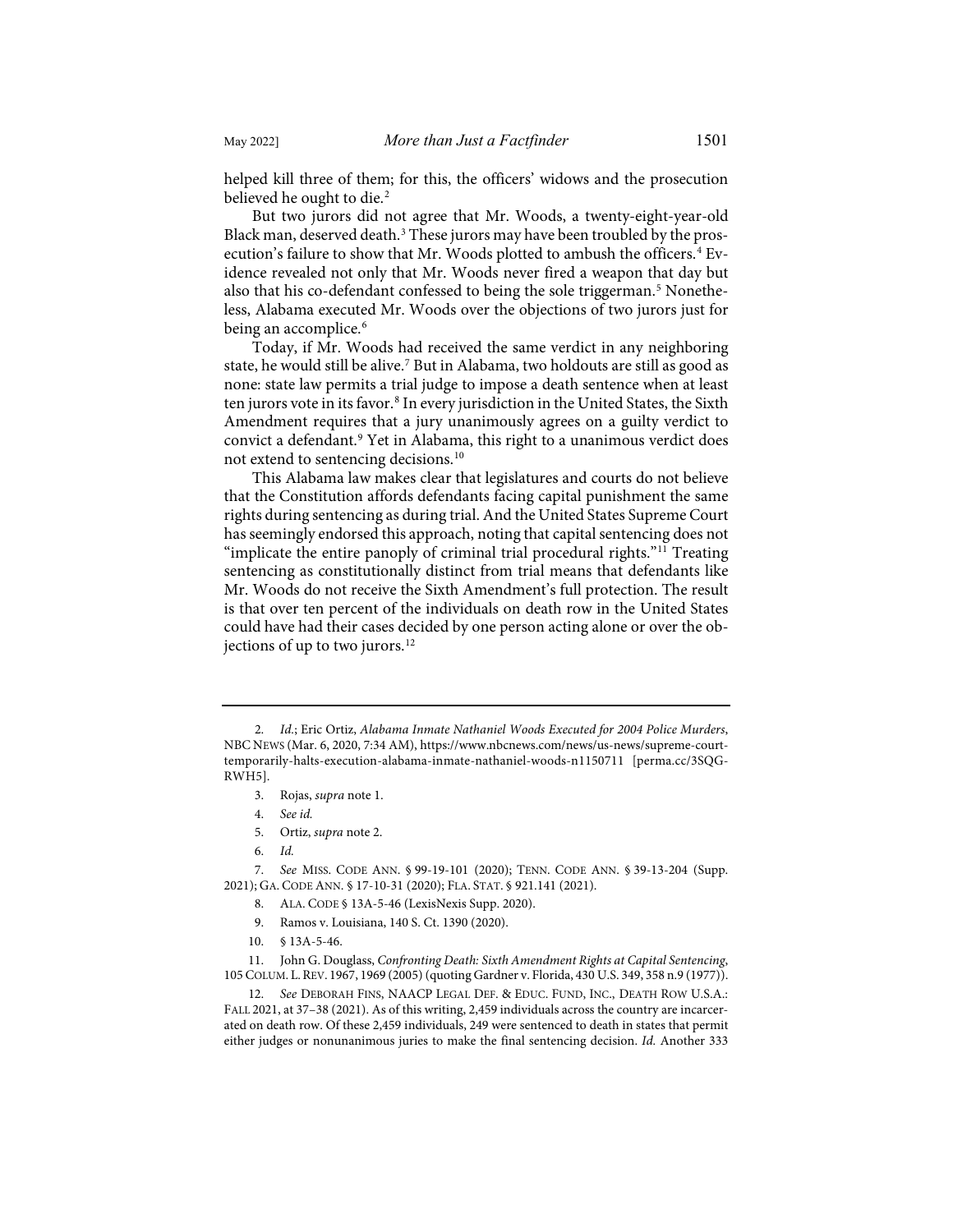helped kill three of them; for this, the officers' widows and the prosecution believed he ought to die.[2]

But two jurors did not agree that Mr. Woods, a twenty-eight-year-old Black man, deserved death.[3] These jurors may have been troubled by the prosecution's failure to show that Mr. Woods plotted to ambush the officers.[4] Evidence revealed not only that Mr. Woods never fired a weapon that day but also that his co-defendant confessed to being the sole triggerman.[5] Nonetheless, Alabama executed Mr. Woods over the objections of two jurors just for being an accomplice.[6]

Today, if Mr. Woods had received the same verdict in any neighboring state, he would still be alive.[7] But in Alabama, two holdouts are still as good as none: state law permits a trial judge to impose a death sentence when at least ten jurors vote in its favor.[8] In every jurisdiction in the United States, the Sixth Amendment requires that a jury unanimously agrees on a guilty verdict to convict a defendant.[9] Yet in Alabama, this right to a unanimous verdict does not extend to sentencing decisions.[10]

This Alabama law makes clear that legislatures and courts do not believe that the Constitution affords defendants facing capital punishment the same rights during sentencing as during trial. And the United States Supreme Court has seemingly endorsed this approach, noting that capital sentencing does not "implicate the entire panoply of criminal trial procedural rights."[11] Treating sentencing as constitutionally distinct from trial means that defendants like Mr. Woods do not receive the Sixth Amendment's full protection. The result is that over ten percent of the individuals on death row in the United States could have had their cases decided by one person acting alone or over the objections of up to two jurors.[12]

---

2. *Id.*; Eric Ortiz, *Alabama Inmate Nathaniel Woods Executed for 2004 Police Murders*, NBC NEWS (Mar. 6, 2020, 7:34 AM), https://www.nbcnews.com/news/us-news/supreme-court-temporarily-halts-execution-alabama-inmate-nathaniel-woods-n1150711 [perma.cc/3SQG-RWH5].

3. Rojas, *supra* note 1.

4. *See id.*

5. Ortiz, *supra* note 2.

6. *Id.*

7. *See* MISS. CODE ANN. § 99-19-101 (2020); TENN. CODE ANN. § 39-13-204 (Supp. 2021); GA. CODE ANN. § 17-10-31 (2020); FLA. STAT. § 921.141 (2021).

8. ALA. CODE § 13A-5-46 (LexisNexis Supp. 2020).

9. Ramos v. Louisiana, 140 S. Ct. 1390 (2020).

10. § 13A-5-46.

11. John G. Douglass, *Confronting Death: Sixth Amendment Rights at Capital Sentencing*, 105 COLUM. L. REV. 1967, 1969 (2005) (quoting Gardner v. Florida, 430 U.S. 349, 358 n.9 (1977)).

12. *See* DEBORAH FINS, NAACP LEGAL DEF. & EDUC. FUND, INC., DEATH ROW U.S.A.: FALL 2021, at 37–38 (2021). As of this writing, 2,459 individuals across the country are incarcerated on death row. Of these 2,459 individuals, 249 were sentenced to death in states that permit either judges or nonunanimous juries to make the final sentencing decision. *Id.* Another 333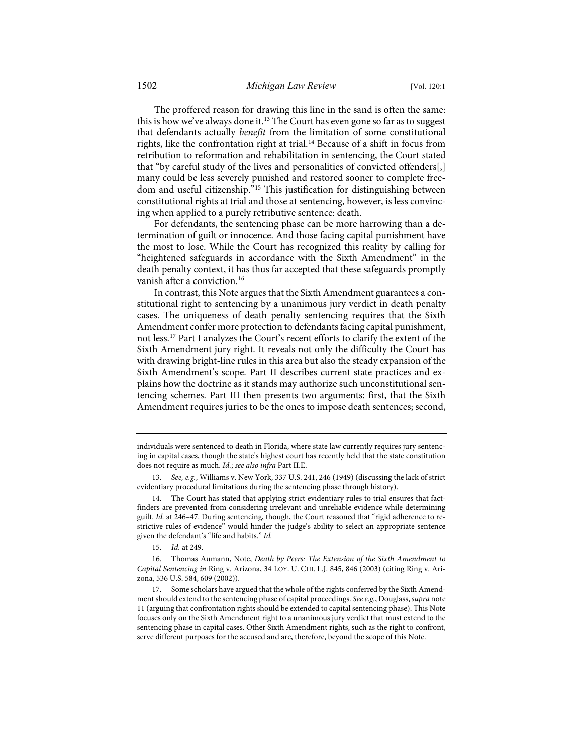The proffered reason for drawing this line in the sand is often the same: this is how we've always done it.[13] The Court has even gone so far as to suggest that defendants actually *benefit* from the limitation of some constitutional rights, like the confrontation right at trial.[14] Because of a shift in focus from retribution to reformation and rehabilitation in sentencing, the Court stated that "by careful study of the lives and personalities of convicted offenders[,] many could be less severely punished and restored sooner to complete freedom and useful citizenship."[15] This justification for distinguishing between constitutional rights at trial and those at sentencing, however, is less convincing when applied to a purely retributive sentence: death.

For defendants, the sentencing phase can be more harrowing than a determination of guilt or innocence. And those facing capital punishment have the most to lose. While the Court has recognized this reality by calling for "heightened safeguards in accordance with the Sixth Amendment" in the death penalty context, it has thus far accepted that these safeguards promptly vanish after a conviction.[16]

In contrast, this Note argues that the Sixth Amendment guarantees a constitutional right to sentencing by a unanimous jury verdict in death penalty cases. The uniqueness of death penalty sentencing requires that the Sixth Amendment confer more protection to defendants facing capital punishment, not less.[17] Part I analyzes the Court's recent efforts to clarify the extent of the Sixth Amendment jury right. It reveals not only the difficulty the Court has with drawing bright-line rules in this area but also the steady expansion of the Sixth Amendment's scope. Part II describes current state practices and explains how the doctrine as it stands may authorize such unconstitutional sentencing schemes. Part III then presents two arguments: first, that the Sixth Amendment requires juries to be the ones to impose death sentences; second,

---

individuals were sentenced to death in Florida, where state law currently requires jury sentencing in capital cases, though the state's highest court has recently held that the state constitution does not require as much. *Id.*; *see also infra* Part II.E.

13. *See, e.g.*, Williams v. New York, 337 U.S. 241, 246 (1949) (discussing the lack of strict evidentiary procedural limitations during the sentencing phase through history).

14. The Court has stated that applying strict evidentiary rules to trial ensures that factfinders are prevented from considering irrelevant and unreliable evidence while determining guilt. *Id.* at 246–47. During sentencing, though, the Court reasoned that "rigid adherence to restrictive rules of evidence" would hinder the judge's ability to select an appropriate sentence given the defendant's "life and habits." *Id.*

15. *Id.* at 249.

16. Thomas Aumann, Note, *Death by Peers: The Extension of the Sixth Amendment to Capital Sentencing in* Ring v. Arizona, 34 LOY. U. CHI. L.J. 845, 846 (2003) (citing Ring v. Arizona, 536 U.S. 584, 609 (2002)).

17. Some scholars have argued that the whole of the rights conferred by the Sixth Amendment should extend to the sentencing phase of capital proceedings. *See e.g.*, Douglass, *supra* note 11 (arguing that confrontation rights should be extended to capital sentencing phase). This Note focuses only on the Sixth Amendment right to a unanimous jury verdict that must extend to the sentencing phase in capital cases. Other Sixth Amendment rights, such as the right to confront, serve different purposes for the accused and are, therefore, beyond the scope of this Note.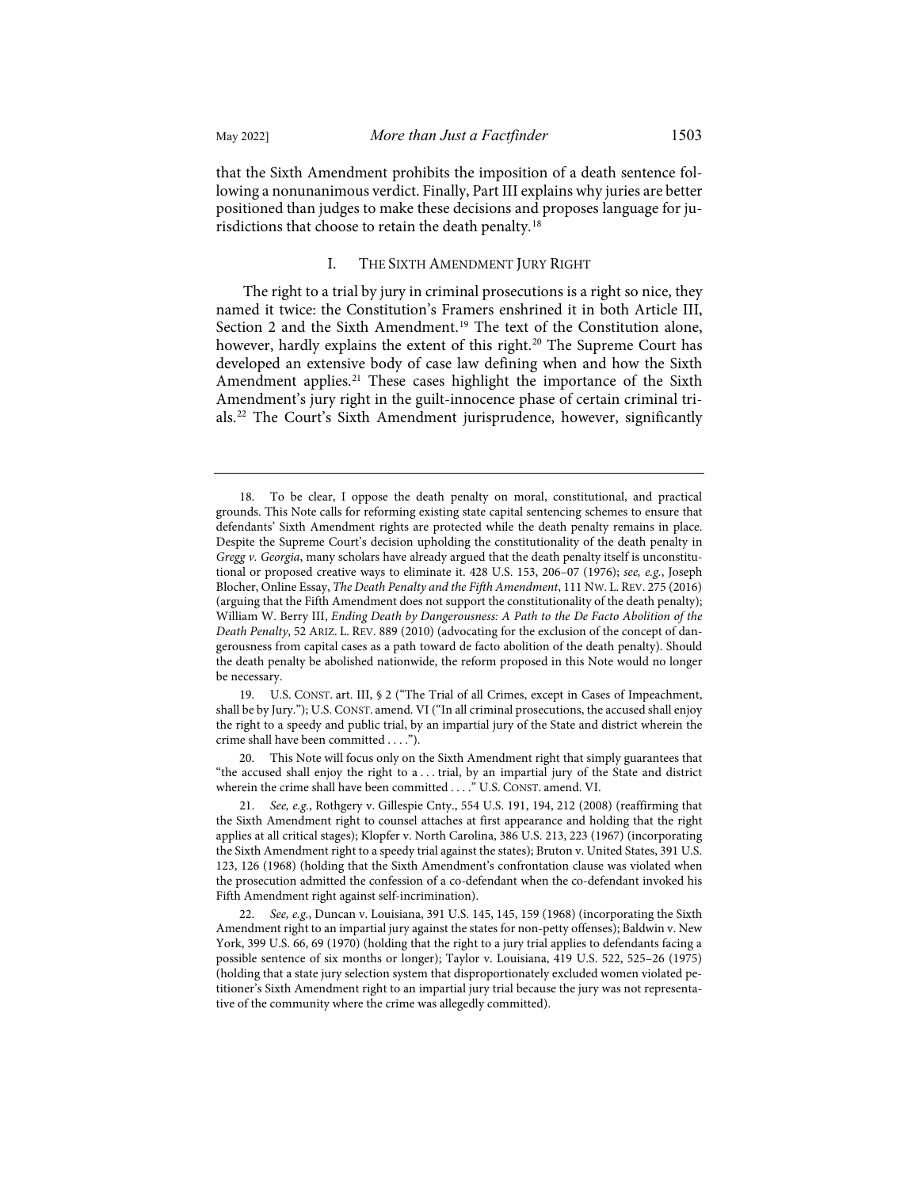that the Sixth Amendment prohibits the imposition of a death sentence following a nonunanimous verdict. Finally, Part III explains why juries are better positioned than judges to make these decisions and proposes language for jurisdictions that choose to retain the death penalty.[18]

## I. The Sixth Amendment Jury Right

The right to a trial by jury in criminal prosecutions is a right so nice, they named it twice: the Constitution's Framers enshrined it in both Article III, Section 2 and the Sixth Amendment.[19] The text of the Constitution alone, however, hardly explains the extent of this right.[20] The Supreme Court has developed an extensive body of case law defining when and how the Sixth Amendment applies.[21] These cases highlight the importance of the Sixth Amendment's jury right in the guilt-innocence phase of certain criminal trials.[22] The Court's Sixth Amendment jurisprudence, however, significantly

---

18. To be clear, I oppose the death penalty on moral, constitutional, and practical grounds. This Note calls for reforming existing state capital sentencing schemes to ensure that defendants' Sixth Amendment rights are protected while the death penalty remains in place. Despite the Supreme Court's decision upholding the constitutionality of the death penalty in *Gregg v. Georgia*, many scholars have already argued that the death penalty itself is unconstitutional or proposed creative ways to eliminate it. 428 U.S. 153, 206–07 (1976); *see, e.g.*, Joseph Blocher, Online Essay, *The Death Penalty and the Fifth Amendment*, 111 NW. L. REV. 275 (2016) (arguing that the Fifth Amendment does not support the constitutionality of the death penalty); William W. Berry III, *Ending Death by Dangerousness: A Path to the De Facto Abolition of the Death Penalty*, 52 ARIZ. L. REV. 889 (2010) (advocating for the exclusion of the concept of dangerousness from capital cases as a path toward de facto abolition of the death penalty). Should the death penalty be abolished nationwide, the reform proposed in this Note would no longer be necessary.

19. U.S. CONST. art. III, § 2 ("The Trial of all Crimes, except in Cases of Impeachment, shall be by Jury."); U.S. CONST. amend. VI ("In all criminal prosecutions, the accused shall enjoy the right to a speedy and public trial, by an impartial jury of the State and district wherein the crime shall have been committed . . . .").

20. This Note will focus only on the Sixth Amendment right that simply guarantees that "the accused shall enjoy the right to a . . . trial, by an impartial jury of the State and district wherein the crime shall have been committed . . . ." U.S. CONST. amend. VI.

21. *See, e.g.*, Rothgery v. Gillespie Cnty., 554 U.S. 191, 194, 212 (2008) (reaffirming that the Sixth Amendment right to counsel attaches at first appearance and holding that the right applies at all critical stages); Klopfer v. North Carolina, 386 U.S. 213, 223 (1967) (incorporating the Sixth Amendment right to a speedy trial against the states); Bruton v. United States, 391 U.S. 123, 126 (1968) (holding that the Sixth Amendment's confrontation clause was violated when the prosecution admitted the confession of a co-defendant when the co-defendant invoked his Fifth Amendment right against self-incrimination).

22. *See, e.g.*, Duncan v. Louisiana, 391 U.S. 145, 145, 159 (1968) (incorporating the Sixth Amendment right to an impartial jury against the states for non-petty offenses); Baldwin v. New York, 399 U.S. 66, 69 (1970) (holding that the right to a jury trial applies to defendants facing a possible sentence of six months or longer); Taylor v. Louisiana, 419 U.S. 522, 525–26 (1975) (holding that a state jury selection system that disproportionately excluded women violated petitioner's Sixth Amendment right to an impartial jury trial because the jury was not representative of the community where the crime was allegedly committed).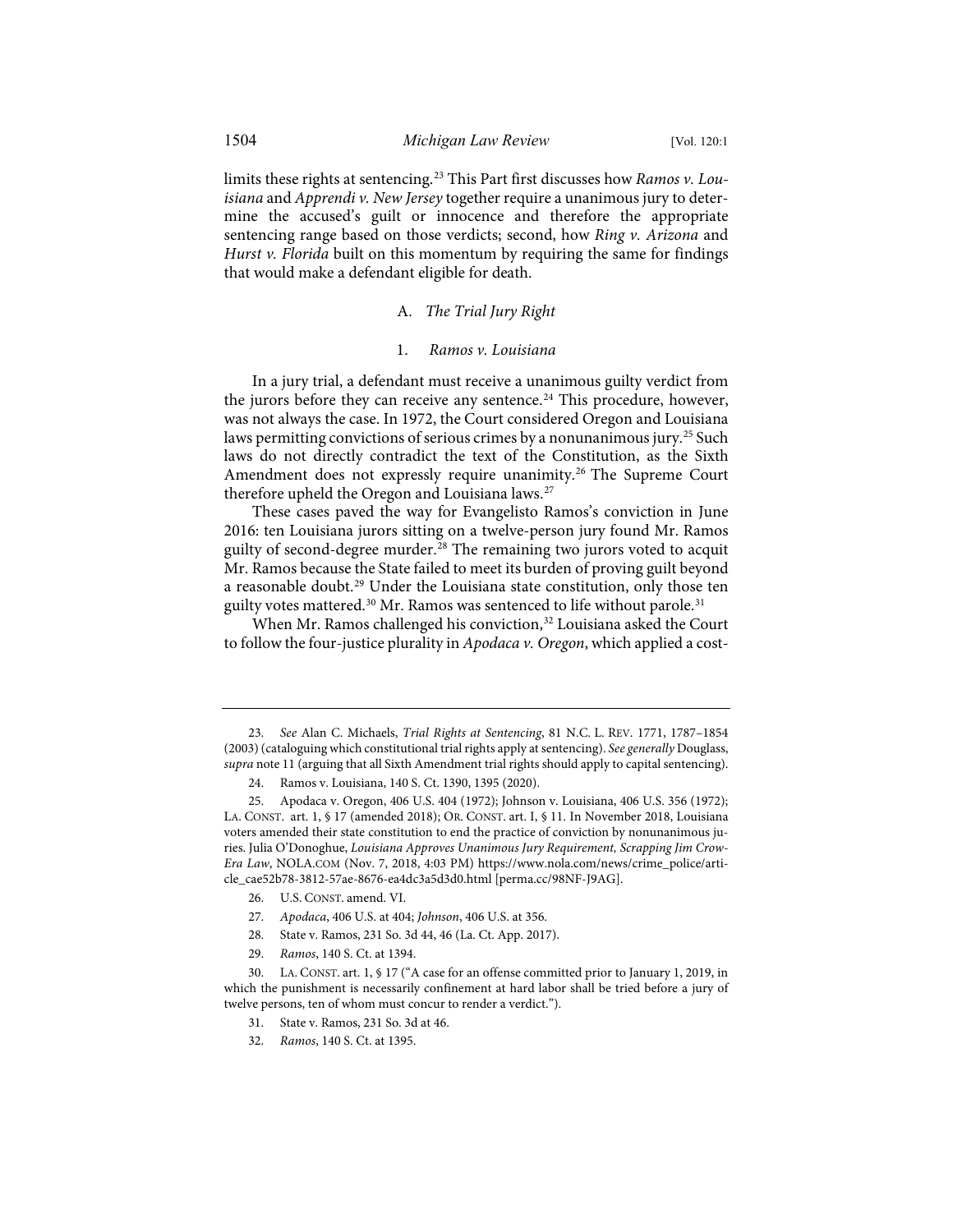limits these rights at sentencing.[23] This Part first discusses how *Ramos v. Louisiana* and *Apprendi v. New Jersey* together require a unanimous jury to determine the accused's guilt or innocence and therefore the appropriate sentencing range based on those verdicts; second, how *Ring v. Arizona* and *Hurst v. Florida* built on this momentum by requiring the same for findings that would make a defendant eligible for death.

### A. *The Trial Jury Right*

#### 1. *Ramos v. Louisiana*

In a jury trial, a defendant must receive a unanimous guilty verdict from the jurors before they can receive any sentence.[24] This procedure, however, was not always the case. In 1972, the Court considered Oregon and Louisiana laws permitting convictions of serious crimes by a nonunanimous jury.[25] Such laws do not directly contradict the text of the Constitution, as the Sixth Amendment does not expressly require unanimity.[26] The Supreme Court therefore upheld the Oregon and Louisiana laws.[27]

These cases paved the way for Evangelisto Ramos's conviction in June 2016: ten Louisiana jurors sitting on a twelve-person jury found Mr. Ramos guilty of second-degree murder.[28] The remaining two jurors voted to acquit Mr. Ramos because the State failed to meet its burden of proving guilt beyond a reasonable doubt.[29] Under the Louisiana state constitution, only those ten guilty votes mattered.[30] Mr. Ramos was sentenced to life without parole.[31]

When Mr. Ramos challenged his conviction,[32] Louisiana asked the Court to follow the four-justice plurality in *Apodaca v. Oregon*, which applied a cost-

---

23. *See* Alan C. Michaels, *Trial Rights at Sentencing*, 81 N.C. L. REV. 1771, 1787–1854 (2003) (cataloguing which constitutional trial rights apply at sentencing). *See generally* Douglass, *supra* note 11 (arguing that all Sixth Amendment trial rights should apply to capital sentencing).

24. Ramos v. Louisiana, 140 S. Ct. 1390, 1395 (2020).

25. Apodaca v. Oregon, 406 U.S. 404 (1972); Johnson v. Louisiana, 406 U.S. 356 (1972); LA. CONST. art. 1, § 17 (amended 2018); OR. CONST. art. I, § 11. In November 2018, Louisiana voters amended their state constitution to end the practice of conviction by nonunanimous juries. Julia O'Donoghue, *Louisiana Approves Unanimous Jury Requirement, Scrapping Jim Crow-Era Law*, NOLA.COM (Nov. 7, 2018, 4:03 PM) https://www.nola.com/news/crime_police/article_cae52b78-3812-57ae-8676-ea4dc3a5d3d0.html [perma.cc/98NF-J9AG].

26. U.S. CONST. amend. VI.

27. *Apodaca*, 406 U.S. at 404; *Johnson*, 406 U.S. at 356.

28. State v. Ramos, 231 So. 3d 44, 46 (La. Ct. App. 2017).

29. *Ramos*, 140 S. Ct. at 1394.

30. LA. CONST. art. 1, § 17 ("A case for an offense committed prior to January 1, 2019, in which the punishment is necessarily confinement at hard labor shall be tried before a jury of twelve persons, ten of whom must concur to render a verdict.").

31. State v. Ramos, 231 So. 3d at 46.

32. *Ramos*, 140 S. Ct. at 1395.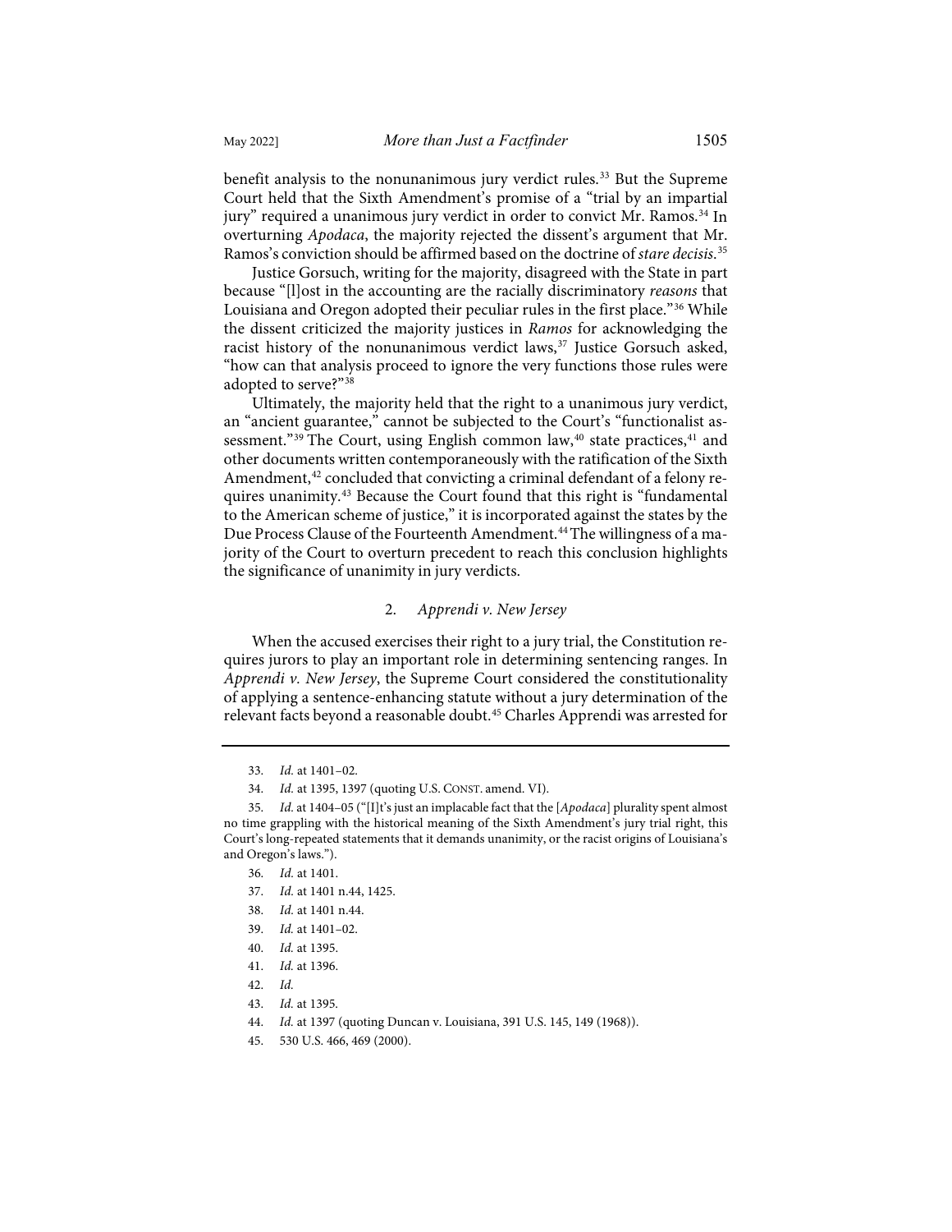benefit analysis to the nonunanimous jury verdict rules.[33] But the Supreme Court held that the Sixth Amendment's promise of a "trial by an impartial jury" required a unanimous jury verdict in order to convict Mr. Ramos.[34] In overturning *Apodaca*, the majority rejected the dissent's argument that Mr. Ramos's conviction should be affirmed based on the doctrine of *stare decisis*.[35]

Justice Gorsuch, writing for the majority, disagreed with the State in part because "[l]ost in the accounting are the racially discriminatory *reasons* that Louisiana and Oregon adopted their peculiar rules in the first place."[36] While the dissent criticized the majority justices in *Ramos* for acknowledging the racist history of the nonunanimous verdict laws,[37] Justice Gorsuch asked, "how can that analysis proceed to ignore the very functions those rules were adopted to serve?"[38]

Ultimately, the majority held that the right to a unanimous jury verdict, an "ancient guarantee," cannot be subjected to the Court's "functionalist assessment."[39] The Court, using English common law,[40] state practices,[41] and other documents written contemporaneously with the ratification of the Sixth Amendment,[42] concluded that convicting a criminal defendant of a felony requires unanimity.[43] Because the Court found that this right is "fundamental to the American scheme of justice," it is incorporated against the states by the Due Process Clause of the Fourteenth Amendment.[44] The willingness of a majority of the Court to overturn precedent to reach this conclusion highlights the significance of unanimity in jury verdicts.

### 2. *Apprendi v. New Jersey*

When the accused exercises their right to a jury trial, the Constitution requires jurors to play an important role in determining sentencing ranges. In *Apprendi v. New Jersey*, the Supreme Court considered the constitutionality of applying a sentence-enhancing statute without a jury determination of the relevant facts beyond a reasonable doubt.[45] Charles Apprendi was arrested for

---

33. *Id.* at 1401–02.
34. *Id.* at 1395, 1397 (quoting U.S. CONST. amend. VI).
35. *Id.* at 1404–05 ("[I]t's just an implacable fact that the [*Apodaca*] plurality spent almost no time grappling with the historical meaning of the Sixth Amendment's jury trial right, this Court's long-repeated statements that it demands unanimity, or the racist origins of Louisiana's and Oregon's laws.").
36. *Id.* at 1401.
37. *Id.* at 1401 n.44, 1425.
38. *Id.* at 1401 n.44.
39. *Id.* at 1401–02.
40. *Id.* at 1395.
41. *Id.* at 1396.
42. *Id.*
43. *Id.* at 1395.
44. *Id.* at 1397 (quoting Duncan v. Louisiana, 391 U.S. 145, 149 (1968)).
45. 530 U.S. 466, 469 (2000).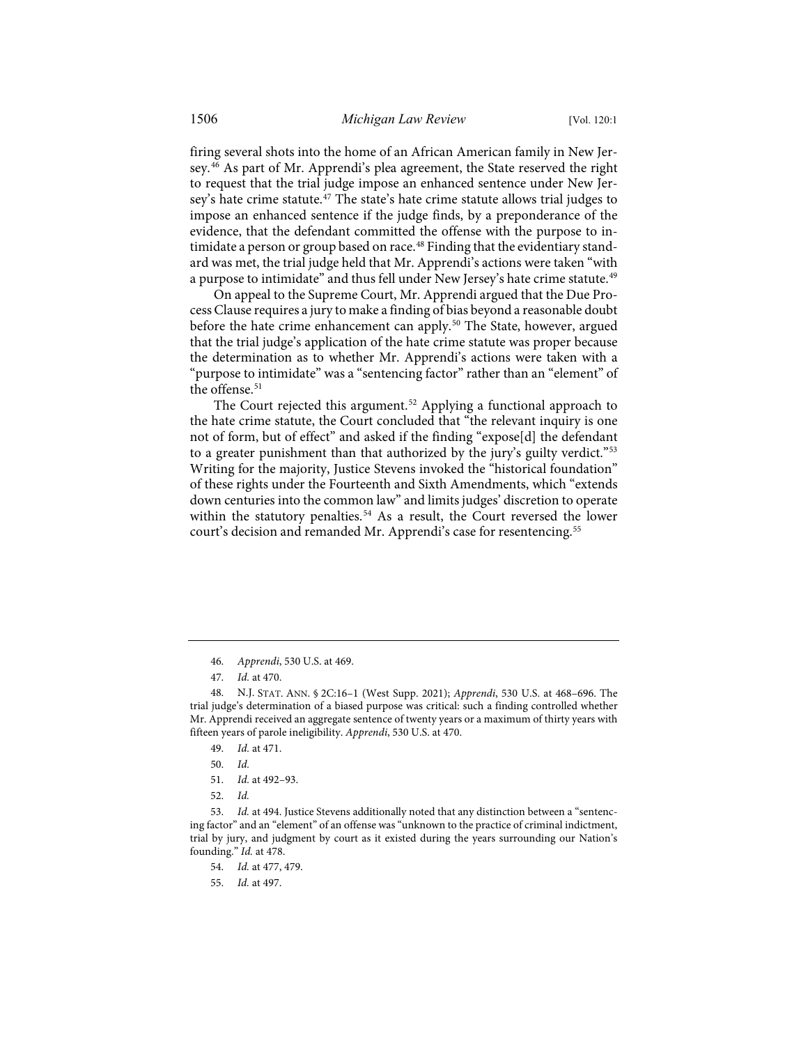firing several shots into the home of an African American family in New Jersey.[46] As part of Mr. Apprendi's plea agreement, the State reserved the right to request that the trial judge impose an enhanced sentence under New Jersey's hate crime statute.[47] The state's hate crime statute allows trial judges to impose an enhanced sentence if the judge finds, by a preponderance of the evidence, that the defendant committed the offense with the purpose to intimidate a person or group based on race.[48] Finding that the evidentiary standard was met, the trial judge held that Mr. Apprendi's actions were taken "with a purpose to intimidate" and thus fell under New Jersey's hate crime statute.[49]

On appeal to the Supreme Court, Mr. Apprendi argued that the Due Process Clause requires a jury to make a finding of bias beyond a reasonable doubt before the hate crime enhancement can apply.[50] The State, however, argued that the trial judge's application of the hate crime statute was proper because the determination as to whether Mr. Apprendi's actions were taken with a "purpose to intimidate" was a "sentencing factor" rather than an "element" of the offense.[51]

The Court rejected this argument.[52] Applying a functional approach to the hate crime statute, the Court concluded that "the relevant inquiry is one not of form, but of effect" and asked if the finding "expose[d] the defendant to a greater punishment than that authorized by the jury's guilty verdict."[53] Writing for the majority, Justice Stevens invoked the "historical foundation" of these rights under the Fourteenth and Sixth Amendments, which "extends down centuries into the common law" and limits judges' discretion to operate within the statutory penalties.[54] As a result, the Court reversed the lower court's decision and remanded Mr. Apprendi's case for resentencing.[55]

---

46. *Apprendi*, 530 U.S. at 469.

47. *Id.* at 470.

48. N.J. STAT. ANN. § 2C:16–1 (West Supp. 2021); *Apprendi*, 530 U.S. at 468–696. The trial judge's determination of a biased purpose was critical: such a finding controlled whether Mr. Apprendi received an aggregate sentence of twenty years or a maximum of thirty years with fifteen years of parole ineligibility. *Apprendi*, 530 U.S. at 470.

49. *Id.* at 471.

50. *Id.*

51. *Id.* at 492–93.

52. *Id.*

53. *Id.* at 494. Justice Stevens additionally noted that any distinction between a "sentencing factor" and an "element" of an offense was "unknown to the practice of criminal indictment, trial by jury, and judgment by court as it existed during the years surrounding our Nation's founding." *Id.* at 478.

54. *Id.* at 477, 479.

55. *Id.* at 497.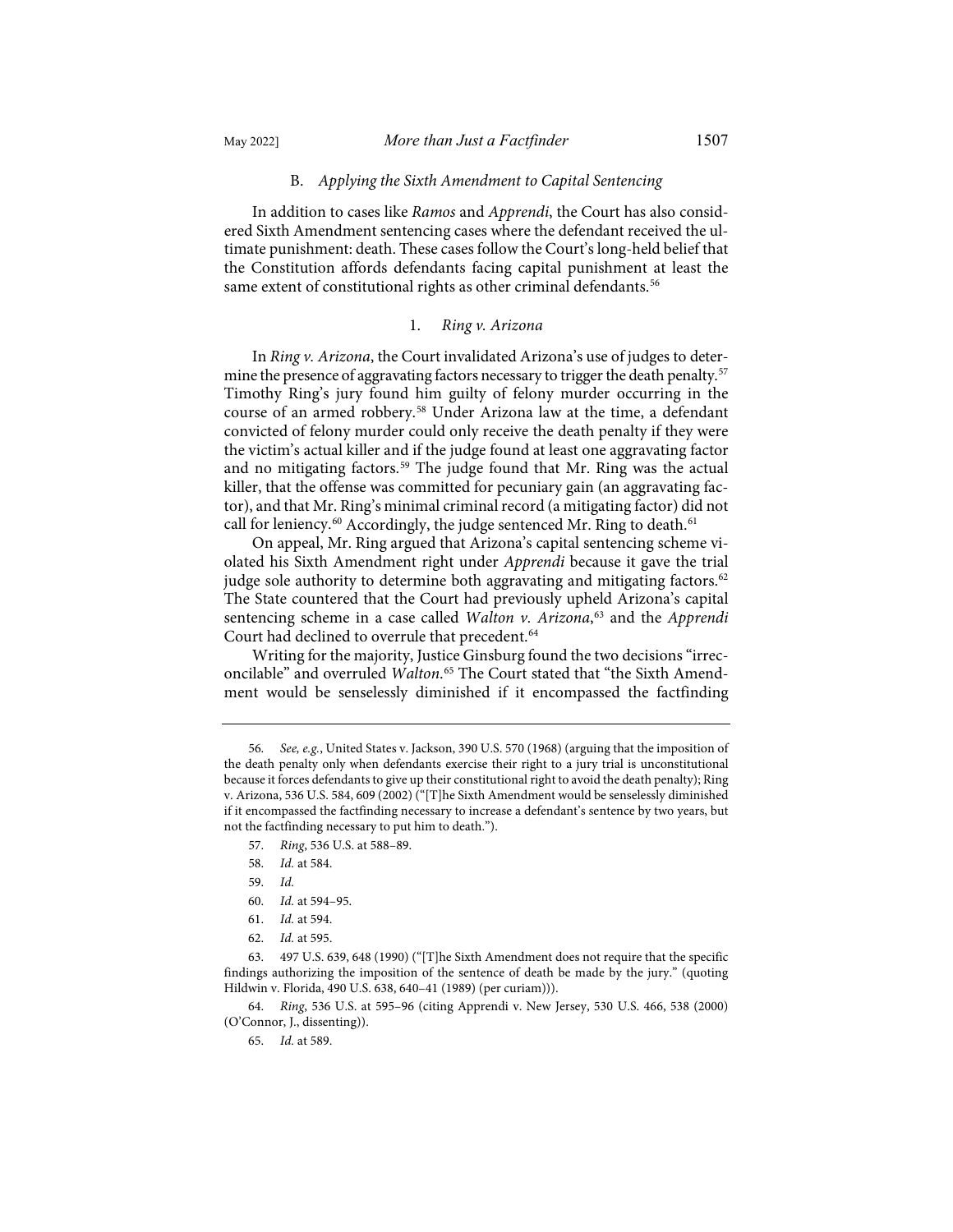### B. *Applying the Sixth Amendment to Capital Sentencing*

In addition to cases like *Ramos* and *Apprendi*, the Court has also considered Sixth Amendment sentencing cases where the defendant received the ultimate punishment: death. These cases follow the Court's long-held belief that the Constitution affords defendants facing capital punishment at least the same extent of constitutional rights as other criminal defendants.[56]

#### 1. *Ring v. Arizona*

In *Ring v. Arizona*, the Court invalidated Arizona's use of judges to determine the presence of aggravating factors necessary to trigger the death penalty.[57] Timothy Ring's jury found him guilty of felony murder occurring in the course of an armed robbery.[58] Under Arizona law at the time, a defendant convicted of felony murder could only receive the death penalty if they were the victim's actual killer and if the judge found at least one aggravating factor and no mitigating factors.[59] The judge found that Mr. Ring was the actual killer, that the offense was committed for pecuniary gain (an aggravating factor), and that Mr. Ring's minimal criminal record (a mitigating factor) did not call for leniency.[60] Accordingly, the judge sentenced Mr. Ring to death.[61]

On appeal, Mr. Ring argued that Arizona's capital sentencing scheme violated his Sixth Amendment right under *Apprendi* because it gave the trial judge sole authority to determine both aggravating and mitigating factors.[62] The State countered that the Court had previously upheld Arizona's capital sentencing scheme in a case called *Walton v. Arizona*,[63] and the *Apprendi* Court had declined to overrule that precedent.[64]

Writing for the majority, Justice Ginsburg found the two decisions "irreconcilable" and overruled *Walton*.[65] The Court stated that "the Sixth Amendment would be senselessly diminished if it encompassed the factfinding

---

56. *See, e.g.*, United States v. Jackson, 390 U.S. 570 (1968) (arguing that the imposition of the death penalty only when defendants exercise their right to a jury trial is unconstitutional because it forces defendants to give up their constitutional right to avoid the death penalty); Ring v. Arizona, 536 U.S. 584, 609 (2002) ("[T]he Sixth Amendment would be senselessly diminished if it encompassed the factfinding necessary to increase a defendant's sentence by two years, but not the factfinding necessary to put him to death.").

57. *Ring*, 536 U.S. at 588–89.

58. *Id.* at 584.

59. *Id.*

60. *Id.* at 594–95.

61. *Id.* at 594.

62. *Id.* at 595.

63. 497 U.S. 639, 648 (1990) ("[T]he Sixth Amendment does not require that the specific findings authorizing the imposition of the sentence of death be made by the jury." (quoting Hildwin v. Florida, 490 U.S. 638, 640–41 (1989) (per curiam))).

64. *Ring*, 536 U.S. at 595–96 (citing Apprendi v. New Jersey, 530 U.S. 466, 538 (2000) (O'Connor, J., dissenting)).

65. *Id.* at 589.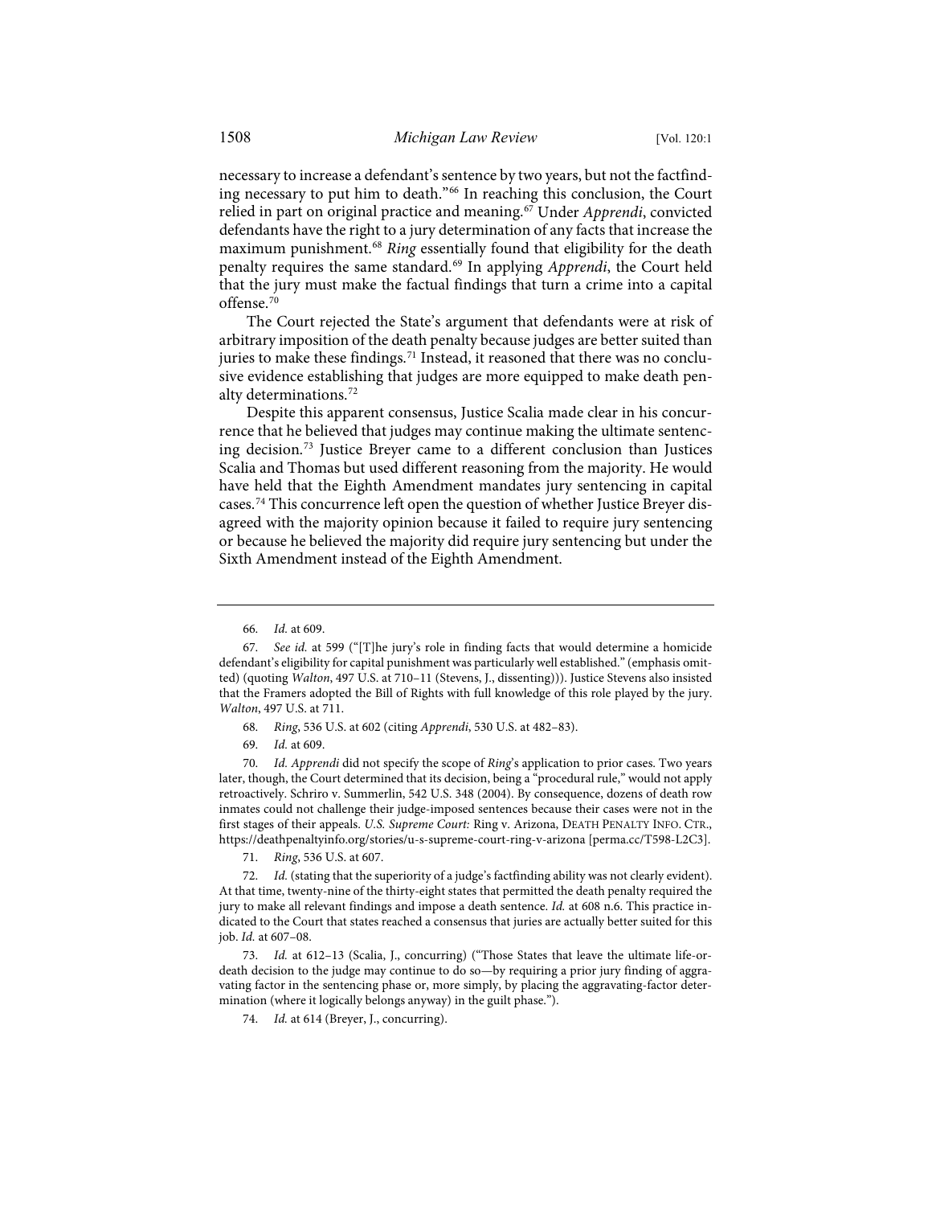necessary to increase a defendant's sentence by two years, but not the factfinding necessary to put him to death."[66] In reaching this conclusion, the Court relied in part on original practice and meaning.[67] Under *Apprendi*, convicted defendants have the right to a jury determination of any facts that increase the maximum punishment.[68] *Ring* essentially found that eligibility for the death penalty requires the same standard.[69] In applying *Apprendi*, the Court held that the jury must make the factual findings that turn a crime into a capital offense.[70]

The Court rejected the State's argument that defendants were at risk of arbitrary imposition of the death penalty because judges are better suited than juries to make these findings.[71] Instead, it reasoned that there was no conclusive evidence establishing that judges are more equipped to make death penalty determinations.[72]

Despite this apparent consensus, Justice Scalia made clear in his concurrence that he believed that judges may continue making the ultimate sentencing decision.[73] Justice Breyer came to a different conclusion than Justices Scalia and Thomas but used different reasoning from the majority. He would have held that the Eighth Amendment mandates jury sentencing in capital cases.[74] This concurrence left open the question of whether Justice Breyer disagreed with the majority opinion because it failed to require jury sentencing or because he believed the majority did require jury sentencing but under the Sixth Amendment instead of the Eighth Amendment.

---

66. *Id.* at 609.

67. *See id.* at 599 ("[T]he jury's role in finding facts that would determine a homicide defendant's eligibility for capital punishment was particularly well established." (emphasis omitted) (quoting *Walton*, 497 U.S. at 710–11 (Stevens, J., dissenting))). Justice Stevens also insisted that the Framers adopted the Bill of Rights with full knowledge of this role played by the jury. *Walton*, 497 U.S. at 711.

68. *Ring*, 536 U.S. at 602 (citing *Apprendi*, 530 U.S. at 482–83).

69. *Id.* at 609.

70. *Id. Apprendi* did not specify the scope of *Ring*'s application to prior cases. Two years later, though, the Court determined that its decision, being a "procedural rule," would not apply retroactively. Schriro v. Summerlin, 542 U.S. 348 (2004). By consequence, dozens of death row inmates could not challenge their judge-imposed sentences because their cases were not in the first stages of their appeals. *U.S. Supreme Court:* Ring v. Arizona, DEATH PENALTY INFO. CTR., https://deathpenaltyinfo.org/stories/u-s-supreme-court-ring-v-arizona [perma.cc/T598-L2C3].

71. *Ring*, 536 U.S. at 607.

72. *Id.* (stating that the superiority of a judge's factfinding ability was not clearly evident). At that time, twenty-nine of the thirty-eight states that permitted the death penalty required the jury to make all relevant findings and impose a death sentence. *Id.* at 608 n.6. This practice indicated to the Court that states reached a consensus that juries are actually better suited for this job. *Id.* at 607–08.

73. *Id.* at 612–13 (Scalia, J., concurring) ("Those States that leave the ultimate life-or-death decision to the judge may continue to do so—by requiring a prior jury finding of aggravating factor in the sentencing phase or, more simply, by placing the aggravating-factor determination (where it logically belongs anyway) in the guilt phase.").

74. *Id.* at 614 (Breyer, J., concurring).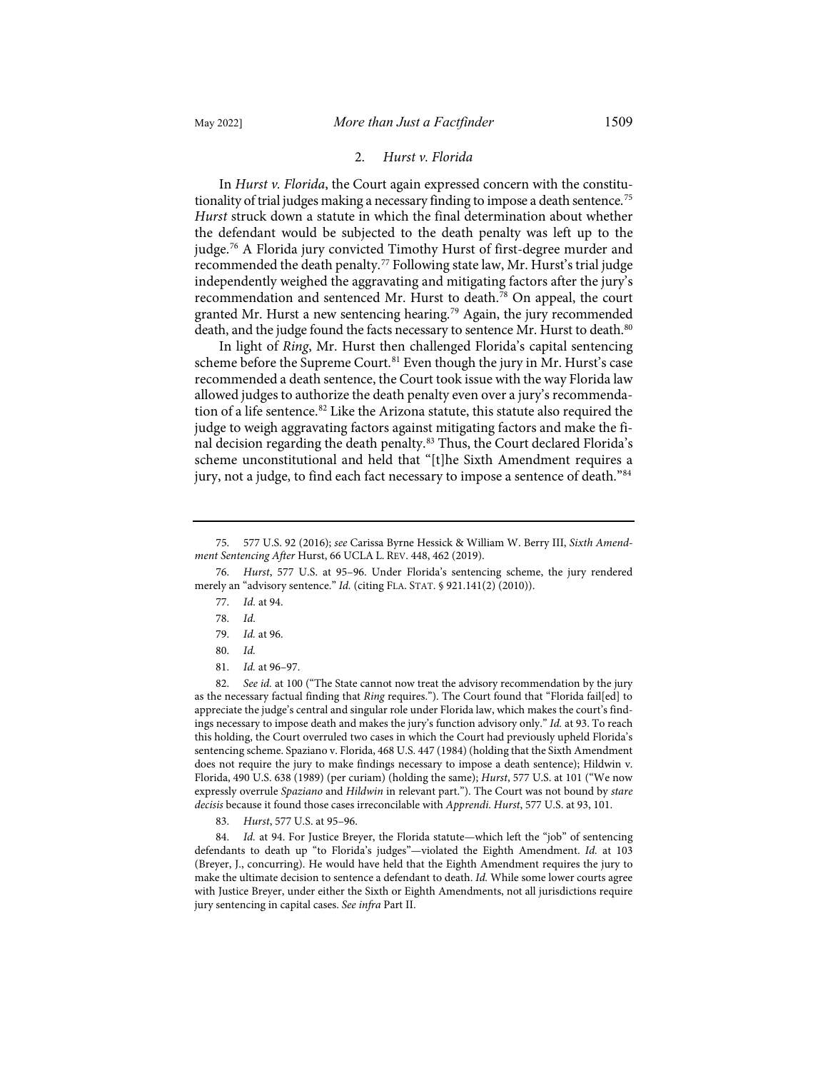### 2. *Hurst v. Florida*

In *Hurst v. Florida*, the Court again expressed concern with the constitutionality of trial judges making a necessary finding to impose a death sentence.[75] *Hurst* struck down a statute in which the final determination about whether the defendant would be subjected to the death penalty was left up to the judge.[76] A Florida jury convicted Timothy Hurst of first-degree murder and recommended the death penalty.[77] Following state law, Mr. Hurst's trial judge independently weighed the aggravating and mitigating factors after the jury's recommendation and sentenced Mr. Hurst to death.[78] On appeal, the court granted Mr. Hurst a new sentencing hearing.[79] Again, the jury recommended death, and the judge found the facts necessary to sentence Mr. Hurst to death.[80]

In light of *Ring*, Mr. Hurst then challenged Florida's capital sentencing scheme before the Supreme Court.[81] Even though the jury in Mr. Hurst's case recommended a death sentence, the Court took issue with the way Florida law allowed judges to authorize the death penalty even over a jury's recommendation of a life sentence.[82] Like the Arizona statute, this statute also required the judge to weigh aggravating factors against mitigating factors and make the final decision regarding the death penalty.[83] Thus, the Court declared Florida's scheme unconstitutional and held that "[t]he Sixth Amendment requires a jury, not a judge, to find each fact necessary to impose a sentence of death."[84]

---

75. 577 U.S. 92 (2016); *see* Carissa Byrne Hessick & William W. Berry III, *Sixth Amendment Sentencing After* Hurst, 66 UCLA L. REV. 448, 462 (2019).

76. *Hurst*, 577 U.S. at 95–96. Under Florida's sentencing scheme, the jury rendered merely an "advisory sentence." *Id.* (citing FLA. STAT. § 921.141(2) (2010)).

77. *Id.* at 94.

78. *Id.*

79. *Id.* at 96.

80. *Id.*

81. *Id.* at 96–97.

82. *See id.* at 100 ("The State cannot now treat the advisory recommendation by the jury as the necessary factual finding that *Ring* requires."). The Court found that "Florida fail[ed] to appreciate the judge's central and singular role under Florida law, which makes the court's findings necessary to impose death and makes the jury's function advisory only." *Id.* at 93. To reach this holding, the Court overruled two cases in which the Court had previously upheld Florida's sentencing scheme. Spaziano v. Florida, 468 U.S. 447 (1984) (holding that the Sixth Amendment does not require the jury to make findings necessary to impose a death sentence); Hildwin v. Florida, 490 U.S. 638 (1989) (per curiam) (holding the same); *Hurst*, 577 U.S. at 101 ("We now expressly overrule *Spaziano* and *Hildwin* in relevant part."). The Court was not bound by *stare decisis* because it found those cases irreconcilable with *Apprendi*. *Hurst*, 577 U.S. at 93, 101.

83. *Hurst*, 577 U.S. at 95–96.

84. *Id.* at 94. For Justice Breyer, the Florida statute—which left the "job" of sentencing defendants to death up "to Florida's judges"—violated the Eighth Amendment. *Id.* at 103 (Breyer, J., concurring). He would have held that the Eighth Amendment requires the jury to make the ultimate decision to sentence a defendant to death. *Id.* While some lower courts agree with Justice Breyer, under either the Sixth or Eighth Amendments, not all jurisdictions require jury sentencing in capital cases. *See infra* Part II.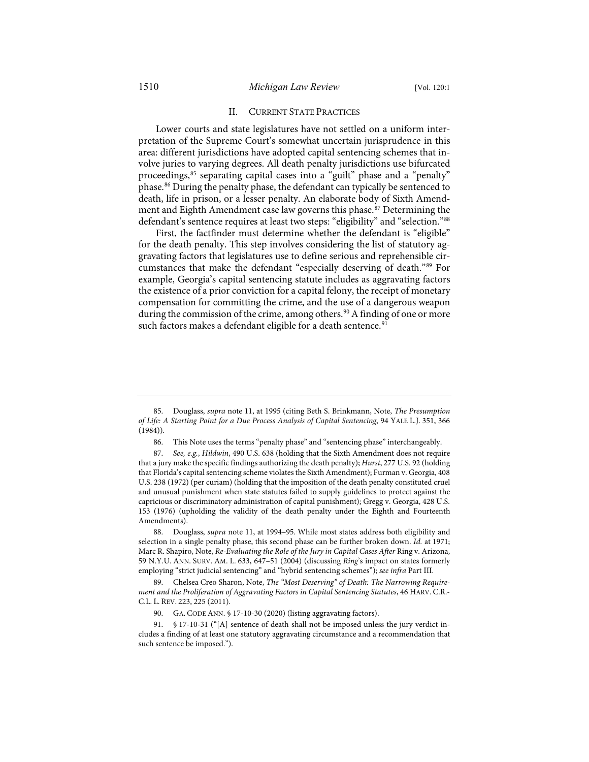## II. CURRENT STATE PRACTICES

Lower courts and state legislatures have not settled on a uniform interpretation of the Supreme Court's somewhat uncertain jurisprudence in this area: different jurisdictions have adopted capital sentencing schemes that involve juries to varying degrees. All death penalty jurisdictions use bifurcated proceedings,[85] separating capital cases into a "guilt" phase and a "penalty" phase.[86] During the penalty phase, the defendant can typically be sentenced to death, life in prison, or a lesser penalty. An elaborate body of Sixth Amendment and Eighth Amendment case law governs this phase.[87] Determining the defendant's sentence requires at least two steps: "eligibility" and "selection."[88]

First, the factfinder must determine whether the defendant is "eligible" for the death penalty. This step involves considering the list of statutory aggravating factors that legislatures use to define serious and reprehensible circumstances that make the defendant "especially deserving of death."[89] For example, Georgia's capital sentencing statute includes as aggravating factors the existence of a prior conviction for a capital felony, the receipt of monetary compensation for committing the crime, and the use of a dangerous weapon during the commission of the crime, among others.[90] A finding of one or more such factors makes a defendant eligible for a death sentence.[91]

---

85. Douglass, *supra* note 11, at 1995 (citing Beth S. Brinkmann, Note, *The Presumption of Life: A Starting Point for a Due Process Analysis of Capital Sentencing*, 94 YALE L.J. 351, 366 (1984)).

86. This Note uses the terms "penalty phase" and "sentencing phase" interchangeably.

87. *See, e.g.*, *Hildwin*, 490 U.S. 638 (holding that the Sixth Amendment does not require that a jury make the specific findings authorizing the death penalty); *Hurst*, 277 U.S. 92 (holding that Florida's capital sentencing scheme violates the Sixth Amendment); Furman v. Georgia, 408 U.S. 238 (1972) (per curiam) (holding that the imposition of the death penalty constituted cruel and unusual punishment when state statutes failed to supply guidelines to protect against the capricious or discriminatory administration of capital punishment); Gregg v. Georgia, 428 U.S. 153 (1976) (upholding the validity of the death penalty under the Eighth and Fourteenth Amendments).

88. Douglass, *supra* note 11, at 1994–95. While most states address both eligibility and selection in a single penalty phase, this second phase can be further broken down. *Id.* at 1971; Marc R. Shapiro, Note, *Re-Evaluating the Role of the Jury in Capital Cases After* Ring v. Arizona, 59 N.Y.U. ANN. SURV. AM. L. 633, 647–51 (2004) (discussing *Ring*'s impact on states formerly employing "strict judicial sentencing" and "hybrid sentencing schemes"); *see infra* Part III.

89. Chelsea Creo Sharon, Note, *The "Most Deserving" of Death: The Narrowing Requirement and the Proliferation of Aggravating Factors in Capital Sentencing Statutes*, 46 HARV. C.R.-C.L. L. REV. 223, 225 (2011).

90. GA. CODE ANN. § 17-10-30 (2020) (listing aggravating factors).

91. § 17-10-31 ("[A] sentence of death shall not be imposed unless the jury verdict includes a finding of at least one statutory aggravating circumstance and a recommendation that such sentence be imposed.").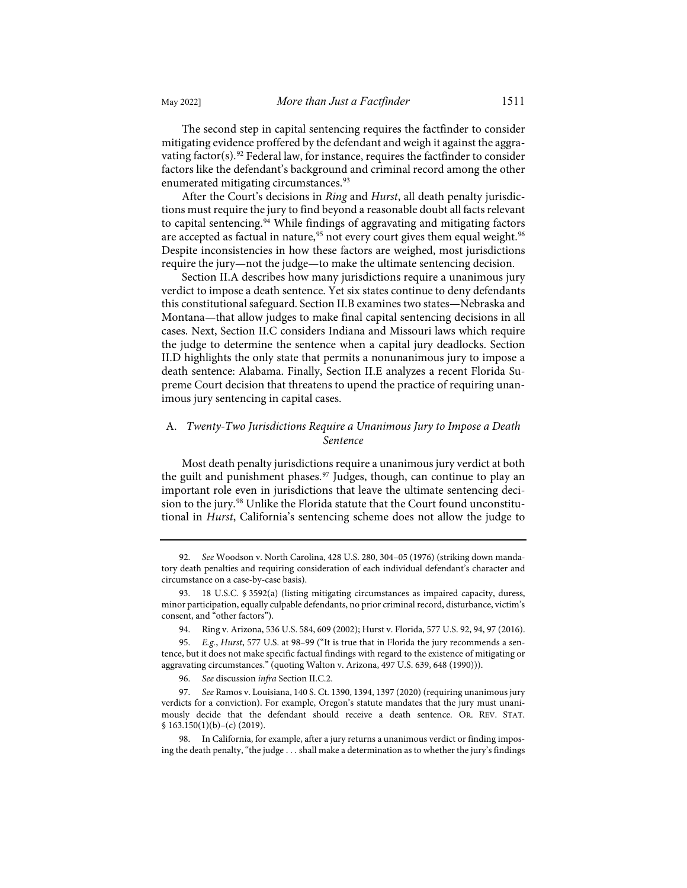The second step in capital sentencing requires the factfinder to consider mitigating evidence proffered by the defendant and weigh it against the aggravating factor(s).[92] Federal law, for instance, requires the factfinder to consider factors like the defendant's background and criminal record among the other enumerated mitigating circumstances.[93]

After the Court's decisions in *Ring* and *Hurst*, all death penalty jurisdictions must require the jury to find beyond a reasonable doubt all facts relevant to capital sentencing.[94] While findings of aggravating and mitigating factors are accepted as factual in nature,[95] not every court gives them equal weight.[96] Despite inconsistencies in how these factors are weighed, most jurisdictions require the jury—not the judge—to make the ultimate sentencing decision.

Section II.A describes how many jurisdictions require a unanimous jury verdict to impose a death sentence. Yet six states continue to deny defendants this constitutional safeguard. Section II.B examines two states—Nebraska and Montana—that allow judges to make final capital sentencing decisions in all cases. Next, Section II.C considers Indiana and Missouri laws which require the judge to determine the sentence when a capital jury deadlocks. Section II.D highlights the only state that permits a nonunanimous jury to impose a death sentence: Alabama. Finally, Section II.E analyzes a recent Florida Supreme Court decision that threatens to upend the practice of requiring unanimous jury sentencing in capital cases.

## A. *Twenty-Two Jurisdictions Require a Unanimous Jury to Impose a Death Sentence*

Most death penalty jurisdictions require a unanimous jury verdict at both the guilt and punishment phases.[97] Judges, though, can continue to play an important role even in jurisdictions that leave the ultimate sentencing decision to the jury.[98] Unlike the Florida statute that the Court found unconstitutional in *Hurst*, California's sentencing scheme does not allow the judge to

---

92. *See* Woodson v. North Carolina, 428 U.S. 280, 304–05 (1976) (striking down mandatory death penalties and requiring consideration of each individual defendant's character and circumstance on a case-by-case basis).

93. 18 U.S.C. § 3592(a) (listing mitigating circumstances as impaired capacity, duress, minor participation, equally culpable defendants, no prior criminal record, disturbance, victim's consent, and "other factors").

94. Ring v. Arizona, 536 U.S. 584, 609 (2002); Hurst v. Florida, 577 U.S. 92, 94, 97 (2016).

95. *E.g.*, *Hurst*, 577 U.S. at 98–99 ("It is true that in Florida the jury recommends a sentence, but it does not make specific factual findings with regard to the existence of mitigating or aggravating circumstances." (quoting Walton v. Arizona, 497 U.S. 639, 648 (1990))).

96. *See* discussion *infra* Section II.C.2.

97. *See* Ramos v. Louisiana, 140 S. Ct. 1390, 1394, 1397 (2020) (requiring unanimous jury verdicts for a conviction). For example, Oregon's statute mandates that the jury must unanimously decide that the defendant should receive a death sentence. OR. REV. STAT. § 163.150(1)(b)–(c) (2019).

98. In California, for example, after a jury returns a unanimous verdict or finding imposing the death penalty, "the judge . . . shall make a determination as to whether the jury's findings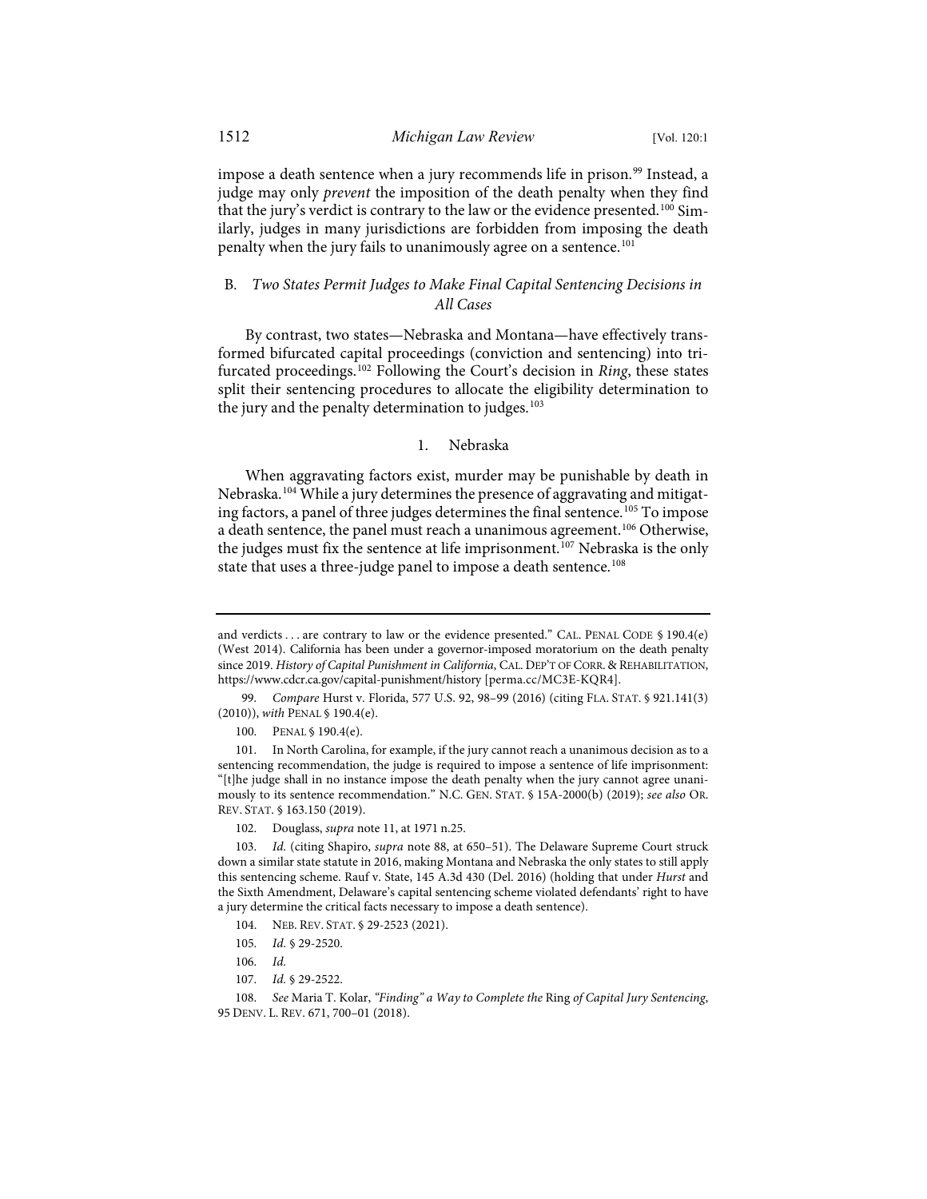impose a death sentence when a jury recommends life in prison.[99] Instead, a judge may only *prevent* the imposition of the death penalty when they find that the jury's verdict is contrary to the law or the evidence presented.[100] Similarly, judges in many jurisdictions are forbidden from imposing the death penalty when the jury fails to unanimously agree on a sentence.[101]

### B. *Two States Permit Judges to Make Final Capital Sentencing Decisions in All Cases*

By contrast, two states—Nebraska and Montana—have effectively transformed bifurcated capital proceedings (conviction and sentencing) into trifurcated proceedings.[102] Following the Court's decision in *Ring*, these states split their sentencing procedures to allocate the eligibility determination to the jury and the penalty determination to judges.[103]

#### 1. Nebraska

When aggravating factors exist, murder may be punishable by death in Nebraska.[104] While a jury determines the presence of aggravating and mitigating factors, a panel of three judges determines the final sentence.[105] To impose a death sentence, the panel must reach a unanimous agreement.[106] Otherwise, the judges must fix the sentence at life imprisonment.[107] Nebraska is the only state that uses a three-judge panel to impose a death sentence.[108]

---

and verdicts . . . are contrary to law or the evidence presented." CAL. PENAL CODE § 190.4(e) (West 2014). California has been under a governor-imposed moratorium on the death penalty since 2019. *History of Capital Punishment in California*, CAL. DEP'T OF CORR. & REHABILITATION, https://www.cdcr.ca.gov/capital-punishment/history [perma.cc/MC3E-KQR4].

99. *Compare* Hurst v. Florida, 577 U.S. 92, 98–99 (2016) (citing FLA. STAT. § 921.141(3) (2010)), *with* PENAL § 190.4(e).

100. PENAL § 190.4(e).

101. In North Carolina, for example, if the jury cannot reach a unanimous decision as to a sentencing recommendation, the judge is required to impose a sentence of life imprisonment: "[t]he judge shall in no instance impose the death penalty when the jury cannot agree unanimously to its sentence recommendation." N.C. GEN. STAT. § 15A-2000(b) (2019); *see also* OR. REV. STAT. § 163.150 (2019).

102. Douglass, *supra* note 11, at 1971 n.25.

103. *Id.* (citing Shapiro, *supra* note 88, at 650–51). The Delaware Supreme Court struck down a similar state statute in 2016, making Montana and Nebraska the only states to still apply this sentencing scheme. Rauf v. State, 145 A.3d 430 (Del. 2016) (holding that under *Hurst* and the Sixth Amendment, Delaware's capital sentencing scheme violated defendants' right to have a jury determine the critical facts necessary to impose a death sentence).

104. NEB. REV. STAT. § 29-2523 (2021).

105. *Id.* § 29-2520.

106. *Id.*

107. *Id.* § 29-2522.

108. *See* Maria T. Kolar, *"Finding" a Way to Complete the* Ring *of Capital Jury Sentencing*, 95 DENV. L. REV. 671, 700–01 (2018).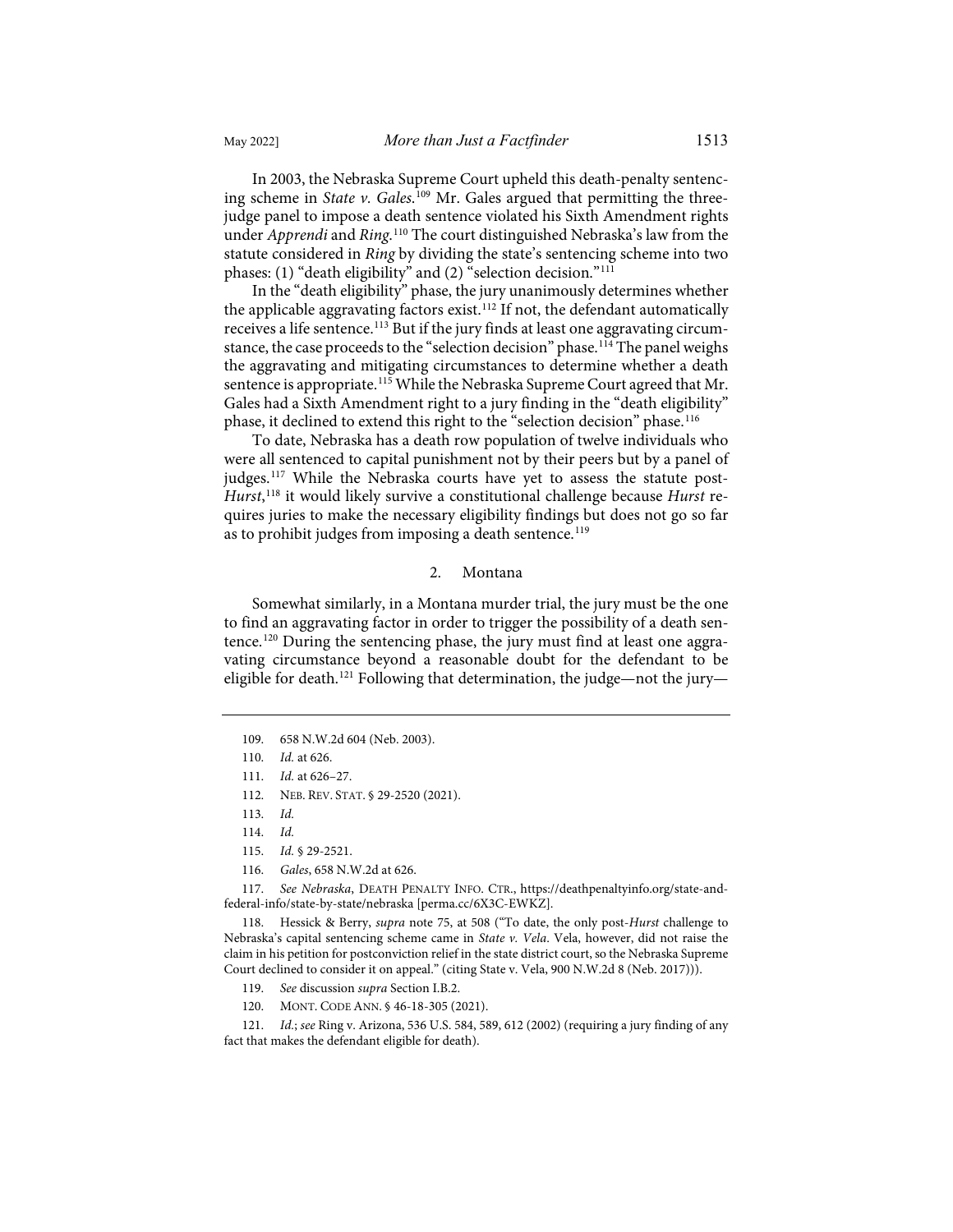In 2003, the Nebraska Supreme Court upheld this death-penalty sentencing scheme in *State v. Gales*.[109] Mr. Gales argued that permitting the three-judge panel to impose a death sentence violated his Sixth Amendment rights under *Apprendi* and *Ring*.[110] The court distinguished Nebraska's law from the statute considered in *Ring* by dividing the state's sentencing scheme into two phases: (1) "death eligibility" and (2) "selection decision."[111]

In the "death eligibility" phase, the jury unanimously determines whether the applicable aggravating factors exist.[112] If not, the defendant automatically receives a life sentence.[113] But if the jury finds at least one aggravating circumstance, the case proceeds to the "selection decision" phase.[114] The panel weighs the aggravating and mitigating circumstances to determine whether a death sentence is appropriate.[115] While the Nebraska Supreme Court agreed that Mr. Gales had a Sixth Amendment right to a jury finding in the "death eligibility" phase, it declined to extend this right to the "selection decision" phase.[116]

To date, Nebraska has a death row population of twelve individuals who were all sentenced to capital punishment not by their peers but by a panel of judges.[117] While the Nebraska courts have yet to assess the statute post-*Hurst*,[118] it would likely survive a constitutional challenge because *Hurst* requires juries to make the necessary eligibility findings but does not go so far as to prohibit judges from imposing a death sentence.[119]

### 2. Montana

Somewhat similarly, in a Montana murder trial, the jury must be the one to find an aggravating factor in order to trigger the possibility of a death sentence.[120] During the sentencing phase, the jury must find at least one aggravating circumstance beyond a reasonable doubt for the defendant to be eligible for death.[121] Following that determination, the judge—not the jury—

---

109. 658 N.W.2d 604 (Neb. 2003).

110. *Id.* at 626.

111. *Id.* at 626–27.

112. NEB. REV. STAT. § 29-2520 (2021).

113. *Id.*

114. *Id.*

115. *Id.* § 29-2521.

116. *Gales*, 658 N.W.2d at 626.

117. *See Nebraska*, DEATH PENALTY INFO. CTR., https://deathpenaltyinfo.org/state-and-federal-info/state-by-state/nebraska [perma.cc/6X3C-EWKZ].

118. Hessick & Berry, *supra* note 75, at 508 ("To date, the only post-*Hurst* challenge to Nebraska's capital sentencing scheme came in *State v. Vela*. Vela, however, did not raise the claim in his petition for postconviction relief in the state district court, so the Nebraska Supreme Court declined to consider it on appeal." (citing State v. Vela, 900 N.W.2d 8 (Neb. 2017))).

119. *See* discussion *supra* Section I.B.2.

120. MONT. CODE ANN. § 46-18-305 (2021).

121. *Id.*; *see* Ring v. Arizona, 536 U.S. 584, 589, 612 (2002) (requiring a jury finding of any fact that makes the defendant eligible for death).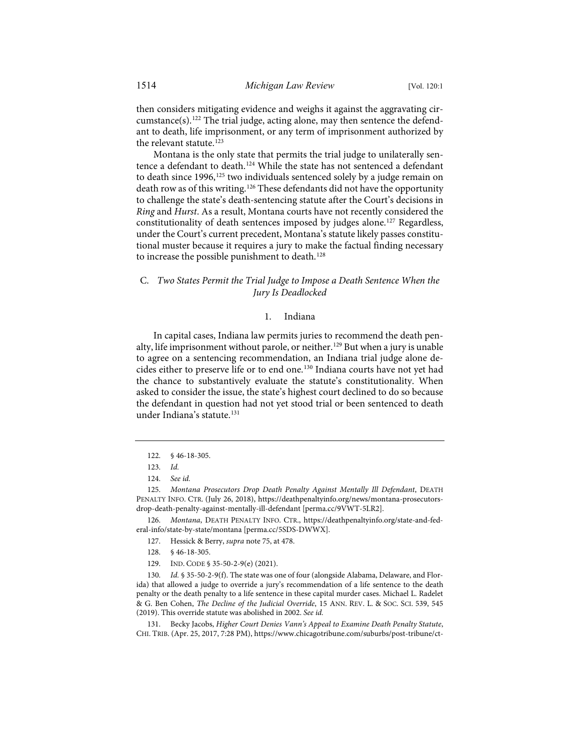then considers mitigating evidence and weighs it against the aggravating circumstance(s).[122] The trial judge, acting alone, may then sentence the defendant to death, life imprisonment, or any term of imprisonment authorized by the relevant statute.[123]

Montana is the only state that permits the trial judge to unilaterally sentence a defendant to death.[124] While the state has not sentenced a defendant to death since 1996,[125] two individuals sentenced solely by a judge remain on death row as of this writing.[126] These defendants did not have the opportunity to challenge the state's death-sentencing statute after the Court's decisions in *Ring* and *Hurst*. As a result, Montana courts have not recently considered the constitutionality of death sentences imposed by judges alone.[127] Regardless, under the Court's current precedent, Montana's statute likely passes constitutional muster because it requires a jury to make the factual finding necessary to increase the possible punishment to death.[128]

### C. *Two States Permit the Trial Judge to Impose a Death Sentence When the Jury Is Deadlocked*

#### 1. Indiana

In capital cases, Indiana law permits juries to recommend the death penalty, life imprisonment without parole, or neither.[129] But when a jury is unable to agree on a sentencing recommendation, an Indiana trial judge alone decides either to preserve life or to end one.[130] Indiana courts have not yet had the chance to substantively evaluate the statute's constitutionality. When asked to consider the issue, the state's highest court declined to do so because the defendant in question had not yet stood trial or been sentenced to death under Indiana's statute.[131]

---

122. § 46-18-305.

123. *Id.*

124. *See id.*

125. *Montana Prosecutors Drop Death Penalty Against Mentally Ill Defendant*, DEATH PENALTY INFO. CTR. (July 26, 2018), https://deathpenaltyinfo.org/news/montana-prosecutors-drop-death-penalty-against-mentally-ill-defendant [perma.cc/9VWT-5LR2].

126. *Montana*, DEATH PENALTY INFO. CTR., https://deathpenaltyinfo.org/state-and-federal-info/state-by-state/montana [perma.cc/5SDS-DWWX].

127. Hessick & Berry, *supra* note 75, at 478.

128. § 46-18-305.

129. IND. CODE § 35-50-2-9(e) (2021).

130. *Id.* § 35-50-2-9(f). The state was one of four (alongside Alabama, Delaware, and Florida) that allowed a judge to override a jury's recommendation of a life sentence to the death penalty or the death penalty to a life sentence in these capital murder cases. Michael L. Radelet & G. Ben Cohen, *The Decline of the Judicial Override*, 15 ANN. REV. L. & SOC. SCI. 539, 545 (2019). This override statute was abolished in 2002. *See id.*

131. Becky Jacobs, *Higher Court Denies Vann's Appeal to Examine Death Penalty Statute*, CHI. TRIB. (Apr. 25, 2017, 7:28 PM), https://www.chicagotribune.com/suburbs/post-tribune/ct-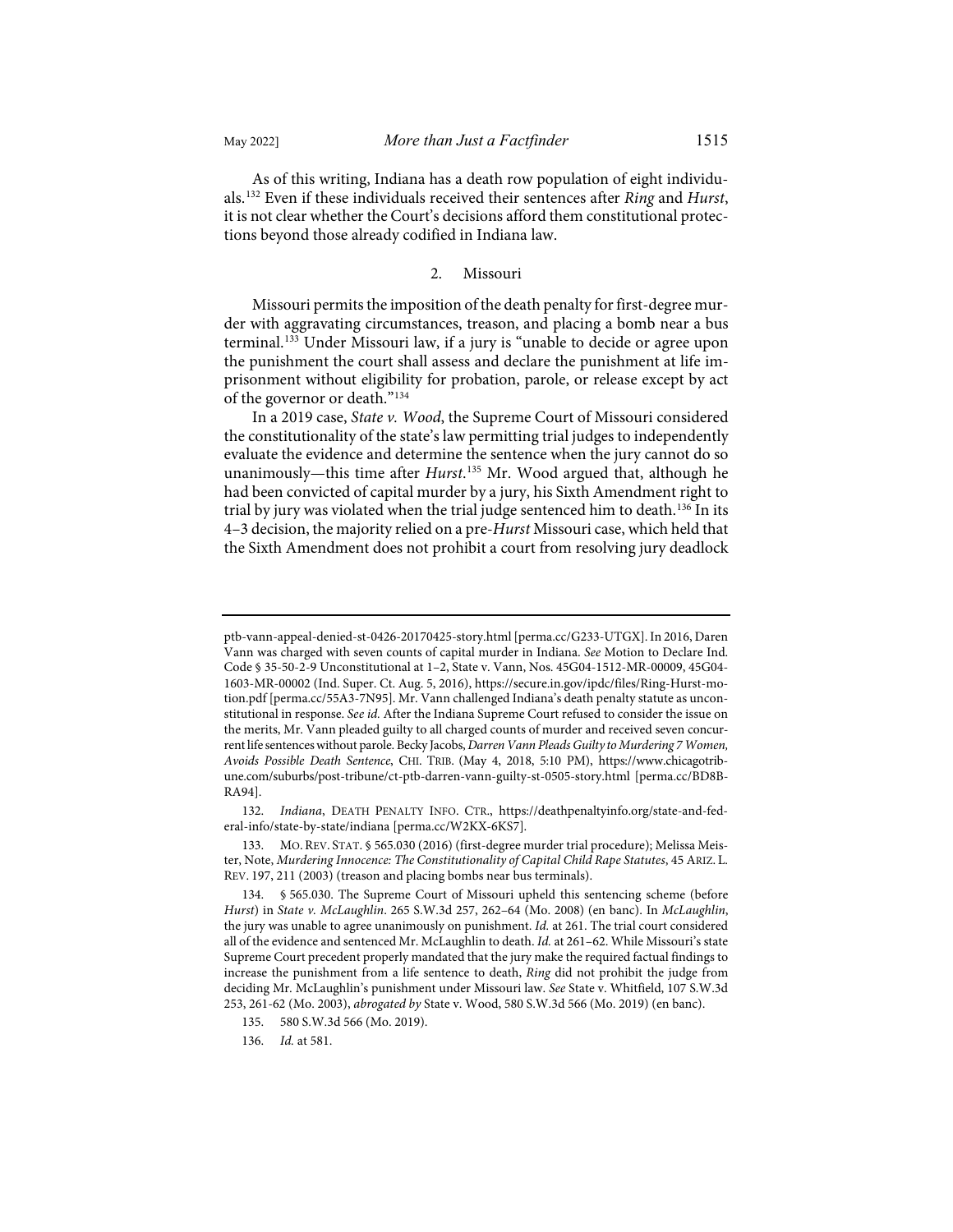As of this writing, Indiana has a death row population of eight individuals.[132] Even if these individuals received their sentences after *Ring* and *Hurst*, it is not clear whether the Court's decisions afford them constitutional protections beyond those already codified in Indiana law.

### 2. Missouri

Missouri permits the imposition of the death penalty for first-degree murder with aggravating circumstances, treason, and placing a bomb near a bus terminal.[133] Under Missouri law, if a jury is "unable to decide or agree upon the punishment the court shall assess and declare the punishment at life imprisonment without eligibility for probation, parole, or release except by act of the governor or death."[134]

In a 2019 case, *State v. Wood*, the Supreme Court of Missouri considered the constitutionality of the state's law permitting trial judges to independently evaluate the evidence and determine the sentence when the jury cannot do so unanimously—this time after *Hurst*.[135] Mr. Wood argued that, although he had been convicted of capital murder by a jury, his Sixth Amendment right to trial by jury was violated when the trial judge sentenced him to death.[136] In its 4–3 decision, the majority relied on a pre-*Hurst* Missouri case, which held that the Sixth Amendment does not prohibit a court from resolving jury deadlock

---

ptb-vann-appeal-denied-st-0426-20170425-story.html [perma.cc/G233-UTGX]. In 2016, Daren Vann was charged with seven counts of capital murder in Indiana. *See* Motion to Declare Ind. Code § 35-50-2-9 Unconstitutional at 1–2, State v. Vann, Nos. 45G04-1512-MR-00009, 45G04-1603-MR-00002 (Ind. Super. Ct. Aug. 5, 2016), https://secure.in.gov/ipdc/files/Ring-Hurst-motion.pdf [perma.cc/55A3-7N95]. Mr. Vann challenged Indiana's death penalty statute as unconstitutional in response. *See id.* After the Indiana Supreme Court refused to consider the issue on the merits, Mr. Vann pleaded guilty to all charged counts of murder and received seven concurrent life sentences without parole. Becky Jacobs, *Darren Vann Pleads Guilty to Murdering 7 Women, Avoids Possible Death Sentence*, CHI. TRIB. (May 4, 2018, 5:10 PM), https://www.chicagotribune.com/suburbs/post-tribune/ct-ptb-darren-vann-guilty-st-0505-story.html [perma.cc/BD8B-RA94].

132. *Indiana*, DEATH PENALTY INFO. CTR., https://deathpenaltyinfo.org/state-and-federal-info/state-by-state/indiana [perma.cc/W2KX-6KS7].

133. MO. REV. STAT. § 565.030 (2016) (first-degree murder trial procedure); Melissa Meister, Note, *Murdering Innocence: The Constitutionality of Capital Child Rape Statutes*, 45 ARIZ. L. REV. 197, 211 (2003) (treason and placing bombs near bus terminals).

134. § 565.030. The Supreme Court of Missouri upheld this sentencing scheme (before *Hurst*) in *State v. McLaughlin*. 265 S.W.3d 257, 262–64 (Mo. 2008) (en banc). In *McLaughlin*, the jury was unable to agree unanimously on punishment. *Id.* at 261. The trial court considered all of the evidence and sentenced Mr. McLaughlin to death. *Id.* at 261–62. While Missouri's state Supreme Court precedent properly mandated that the jury make the required factual findings to increase the punishment from a life sentence to death, *Ring* did not prohibit the judge from deciding Mr. McLaughlin's punishment under Missouri law. *See* State v. Whitfield, 107 S.W.3d 253, 261-62 (Mo. 2003), *abrogated by* State v. Wood, 580 S.W.3d 566 (Mo. 2019) (en banc).

135. 580 S.W.3d 566 (Mo. 2019).

136. *Id.* at 581.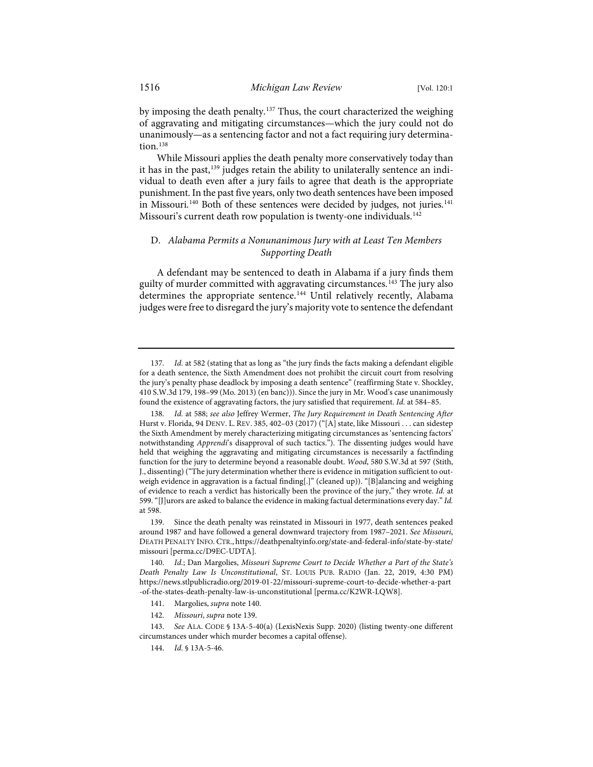by imposing the death penalty.[137] Thus, the court characterized the weighing of aggravating and mitigating circumstances—which the jury could not do unanimously—as a sentencing factor and not a fact requiring jury determination.[138]

While Missouri applies the death penalty more conservatively today than it has in the past,[139] judges retain the ability to unilaterally sentence an individual to death even after a jury fails to agree that death is the appropriate punishment. In the past five years, only two death sentences have been imposed in Missouri.[140] Both of these sentences were decided by judges, not juries.[141] Missouri's current death row population is twenty-one individuals.[142]

### D. *Alabama Permits a Nonunanimous Jury with at Least Ten Members Supporting Death*

A defendant may be sentenced to death in Alabama if a jury finds them guilty of murder committed with aggravating circumstances.[143] The jury also determines the appropriate sentence.[144] Until relatively recently, Alabama judges were free to disregard the jury's majority vote to sentence the defendant

---

137. *Id.* at 582 (stating that as long as "the jury finds the facts making a defendant eligible for a death sentence, the Sixth Amendment does not prohibit the circuit court from resolving the jury's penalty phase deadlock by imposing a death sentence" (reaffirming State v. Shockley, 410 S.W.3d 179, 198–99 (Mo. 2013) (en banc))). Since the jury in Mr. Wood's case unanimously found the existence of aggravating factors, the jury satisfied that requirement. *Id.* at 584–85.

138. *Id.* at 588; *see also* Jeffrey Wermer, *The Jury Requirement in Death Sentencing After* Hurst v. Florida, 94 DENV. L. REV. 385, 402–03 (2017) ("[A] state, like Missouri . . . can sidestep the Sixth Amendment by merely characterizing mitigating circumstances as 'sentencing factors' notwithstanding *Apprendi*'s disapproval of such tactics."). The dissenting judges would have held that weighing the aggravating and mitigating circumstances is necessarily a factfinding function for the jury to determine beyond a reasonable doubt. *Wood*, 580 S.W.3d at 597 (Stith, J., dissenting) ("The jury determination whether there is evidence in mitigation sufficient to outweigh evidence in aggravation is a factual finding[.]" (cleaned up)). "[B]alancing and weighing of evidence to reach a verdict has historically been the province of the jury," they wrote. *Id.* at 599. "[J]urors are asked to balance the evidence in making factual determinations every day." *Id.* at 598.

139. Since the death penalty was reinstated in Missouri in 1977, death sentences peaked around 1987 and have followed a general downward trajectory from 1987–2021. *See Missouri*, DEATH PENALTY INFO. CTR., https://deathpenaltyinfo.org/state-and-federal-info/state-by-state/missouri [perma.cc/D9EC-UDTA].

140. *Id.*; Dan Margolies, *Missouri Supreme Court to Decide Whether a Part of the State's Death Penalty Law Is Unconstitutional*, ST. LOUIS PUB. RADIO (Jan. 22, 2019, 4:30 PM) https://news.stlpublicradio.org/2019-01-22/missouri-supreme-court-to-decide-whether-a-part-of-the-states-death-penalty-law-is-unconstitutional [perma.cc/K2WR-LQW8].

141. Margolies, *supra* note 140.

142. *Missouri*, *supra* note 139.

143. *See* ALA. CODE § 13A-5-40(a) (LexisNexis Supp. 2020) (listing twenty-one different circumstances under which murder becomes a capital offense).

144. *Id.* § 13A-5-46.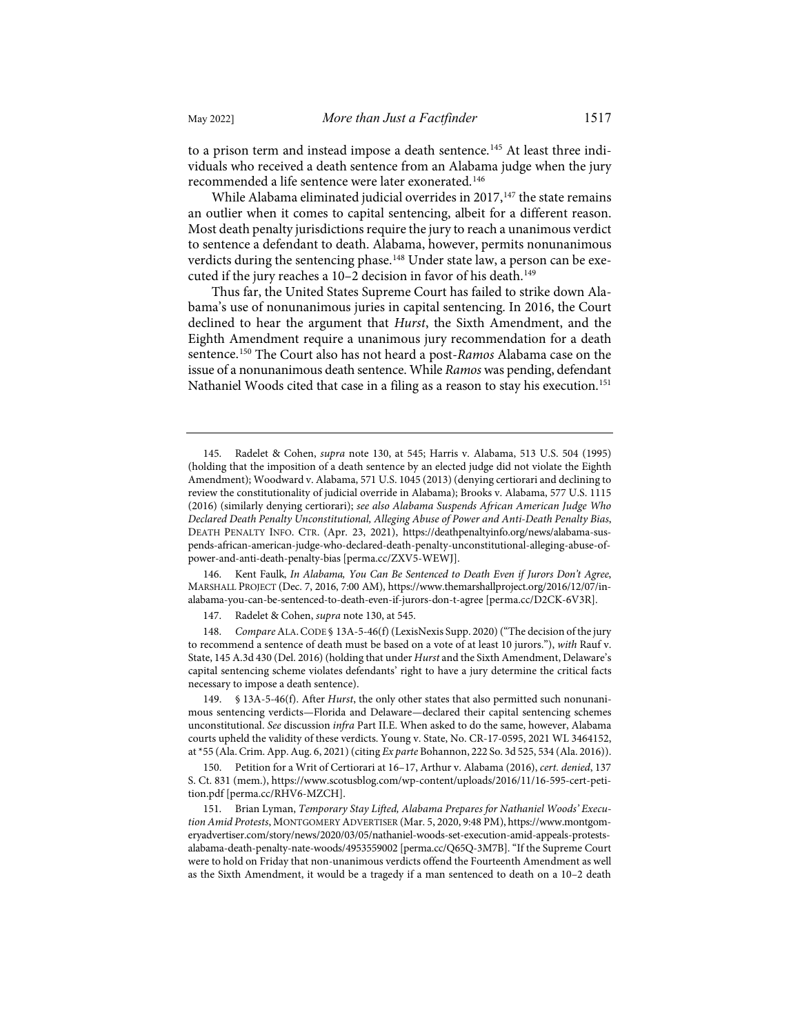to a prison term and instead impose a death sentence.[145] At least three individuals who received a death sentence from an Alabama judge when the jury recommended a life sentence were later exonerated.[146]

While Alabama eliminated judicial overrides in 2017,[147] the state remains an outlier when it comes to capital sentencing, albeit for a different reason. Most death penalty jurisdictions require the jury to reach a unanimous verdict to sentence a defendant to death. Alabama, however, permits nonunanimous verdicts during the sentencing phase.[148] Under state law, a person can be executed if the jury reaches a 10–2 decision in favor of his death.[149]

Thus far, the United States Supreme Court has failed to strike down Alabama's use of nonunanimous juries in capital sentencing. In 2016, the Court declined to hear the argument that *Hurst*, the Sixth Amendment, and the Eighth Amendment require a unanimous jury recommendation for a death sentence.[150] The Court also has not heard a post-*Ramos* Alabama case on the issue of a nonunanimous death sentence. While *Ramos* was pending, defendant Nathaniel Woods cited that case in a filing as a reason to stay his execution.[151]

---

145. Radelet & Cohen, *supra* note 130, at 545; Harris v. Alabama, 513 U.S. 504 (1995) (holding that the imposition of a death sentence by an elected judge did not violate the Eighth Amendment); Woodward v. Alabama, 571 U.S. 1045 (2013) (denying certiorari and declining to review the constitutionality of judicial override in Alabama); Brooks v. Alabama, 577 U.S. 1115 (2016) (similarly denying certiorari); *see also Alabama Suspends African American Judge Who Declared Death Penalty Unconstitutional, Alleging Abuse of Power and Anti-Death Penalty Bias*, DEATH PENALTY INFO. CTR. (Apr. 23, 2021), https://deathpenaltyinfo.org/news/alabama-suspends-african-american-judge-who-declared-death-penalty-unconstitutional-alleging-abuse-of-power-and-anti-death-penalty-bias [perma.cc/ZXV5-WEWJ].

146. Kent Faulk, *In Alabama, You Can Be Sentenced to Death Even if Jurors Don't Agree*, MARSHALL PROJECT (Dec. 7, 2016, 7:00 AM), https://www.themarshallproject.org/2016/12/07/in-alabama-you-can-be-sentenced-to-death-even-if-jurors-don-t-agree [perma.cc/D2CK-6V3R].

147. Radelet & Cohen, *supra* note 130, at 545.

148. *Compare* ALA. CODE § 13A-5-46(f) (LexisNexis Supp. 2020) ("The decision of the jury to recommend a sentence of death must be based on a vote of at least 10 jurors."), *with* Rauf v. State, 145 A.3d 430 (Del. 2016) (holding that under *Hurst* and the Sixth Amendment, Delaware's capital sentencing scheme violates defendants' right to have a jury determine the critical facts necessary to impose a death sentence).

149. § 13A-5-46(f). After *Hurst*, the only other states that also permitted such nonunanimous sentencing verdicts—Florida and Delaware—declared their capital sentencing schemes unconstitutional. *See* discussion *infra* Part II.E. When asked to do the same, however, Alabama courts upheld the validity of these verdicts. Young v. State, No. CR-17-0595, 2021 WL 3464152, at *55 (Ala. Crim. App. Aug. 6, 2021) (citing *Ex parte* Bohannon, 222 So. 3d 525, 534 (Ala. 2016)).

150. Petition for a Writ of Certiorari at 16–17, Arthur v. Alabama (2016), *cert. denied*, 137 S. Ct. 831 (mem.), https://www.scotusblog.com/wp-content/uploads/2016/11/16-595-cert-petition.pdf [perma.cc/RHV6-MZCH].

151. Brian Lyman, *Temporary Stay Lifted, Alabama Prepares for Nathaniel Woods' Execution Amid Protests*, MONTGOMERY ADVERTISER (Mar. 5, 2020, 9:48 PM), https://www.montgomeryadvertiser.com/story/news/2020/03/05/nathaniel-woods-set-execution-amid-appeals-protests-alabama-death-penalty-nate-woods/4953559002 [perma.cc/Q65Q-3M7B]. "If the Supreme Court were to hold on Friday that non-unanimous verdicts offend the Fourteenth Amendment as well as the Sixth Amendment, it would be a tragedy if a man sentenced to death on a 10–2 death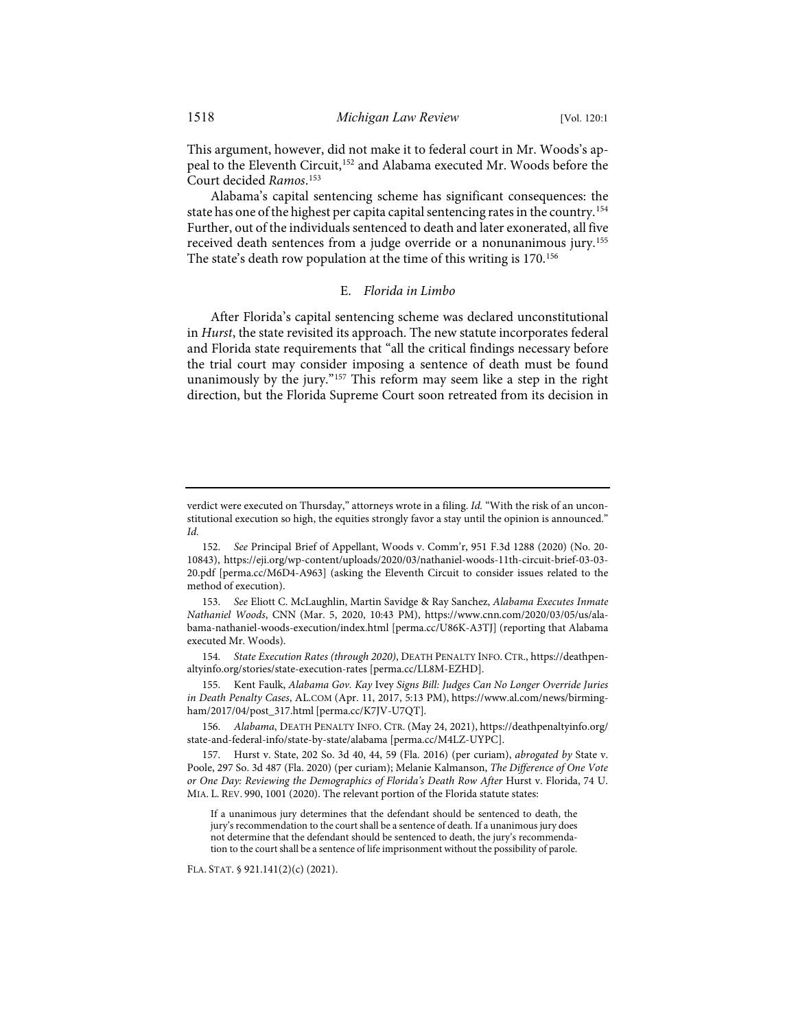This argument, however, did not make it to federal court in Mr. Woods's appeal to the Eleventh Circuit,[152] and Alabama executed Mr. Woods before the Court decided *Ramos*.[153]

Alabama's capital sentencing scheme has significant consequences: the state has one of the highest per capita capital sentencing rates in the country.[154] Further, out of the individuals sentenced to death and later exonerated, all five received death sentences from a judge override or a nonunanimous jury.[155] The state's death row population at the time of this writing is 170.[156]

### E. *Florida in Limbo*

After Florida's capital sentencing scheme was declared unconstitutional in *Hurst*, the state revisited its approach. The new statute incorporates federal and Florida state requirements that "all the critical findings necessary before the trial court may consider imposing a sentence of death must be found unanimously by the jury."[157] This reform may seem like a step in the right direction, but the Florida Supreme Court soon retreated from its decision in

---

verdict were executed on Thursday," attorneys wrote in a filing. *Id.* "With the risk of an unconstitutional execution so high, the equities strongly favor a stay until the opinion is announced." *Id.*

152. *See* Principal Brief of Appellant, Woods v. Comm'r, 951 F.3d 1288 (2020) (No. 20-10843), https://eji.org/wp-content/uploads/2020/03/nathaniel-woods-11th-circuit-brief-03-03-20.pdf [perma.cc/M6D4-A963] (asking the Eleventh Circuit to consider issues related to the method of execution).

153. *See* Eliott C. McLaughlin, Martin Savidge & Ray Sanchez, *Alabama Executes Inmate Nathaniel Woods*, CNN (Mar. 5, 2020, 10:43 PM), https://www.cnn.com/2020/03/05/us/alabama-nathaniel-woods-execution/index.html [perma.cc/U86K-A3TJ] (reporting that Alabama executed Mr. Woods).

154. *State Execution Rates (through 2020)*, DEATH PENALTY INFO. CTR., https://deathpenaltyinfo.org/stories/state-execution-rates [perma.cc/LL8M-EZHD].

155. Kent Faulk, *Alabama Gov. Kay* Ivey *Signs Bill: Judges Can No Longer Override Juries in Death Penalty Cases*, AL.COM (Apr. 11, 2017, 5:13 PM), https://www.al.com/news/birmingham/2017/04/post_317.html [perma.cc/K7JV-U7QT].

156. *Alabama*, DEATH PENALTY INFO. CTR. (May 24, 2021), https://deathpenaltyinfo.org/state-and-federal-info/state-by-state/alabama [perma.cc/M4LZ-UYPC].

157. Hurst v. State, 202 So. 3d 40, 44, 59 (Fla. 2016) (per curiam), *abrogated by* State v. Poole, 297 So. 3d 487 (Fla. 2020) (per curiam); Melanie Kalmanson, *The Difference of One Vote or One Day: Reviewing the Demographics of Florida's Death Row After* Hurst v. Florida, 74 U. MIA. L. REV. 990, 1001 (2020). The relevant portion of the Florida statute states:

> If a unanimous jury determines that the defendant should be sentenced to death, the jury's recommendation to the court shall be a sentence of death. If a unanimous jury does not determine that the defendant should be sentenced to death, the jury's recommendation to the court shall be a sentence of life imprisonment without the possibility of parole.

FLA. STAT. § 921.141(2)(c) (2021).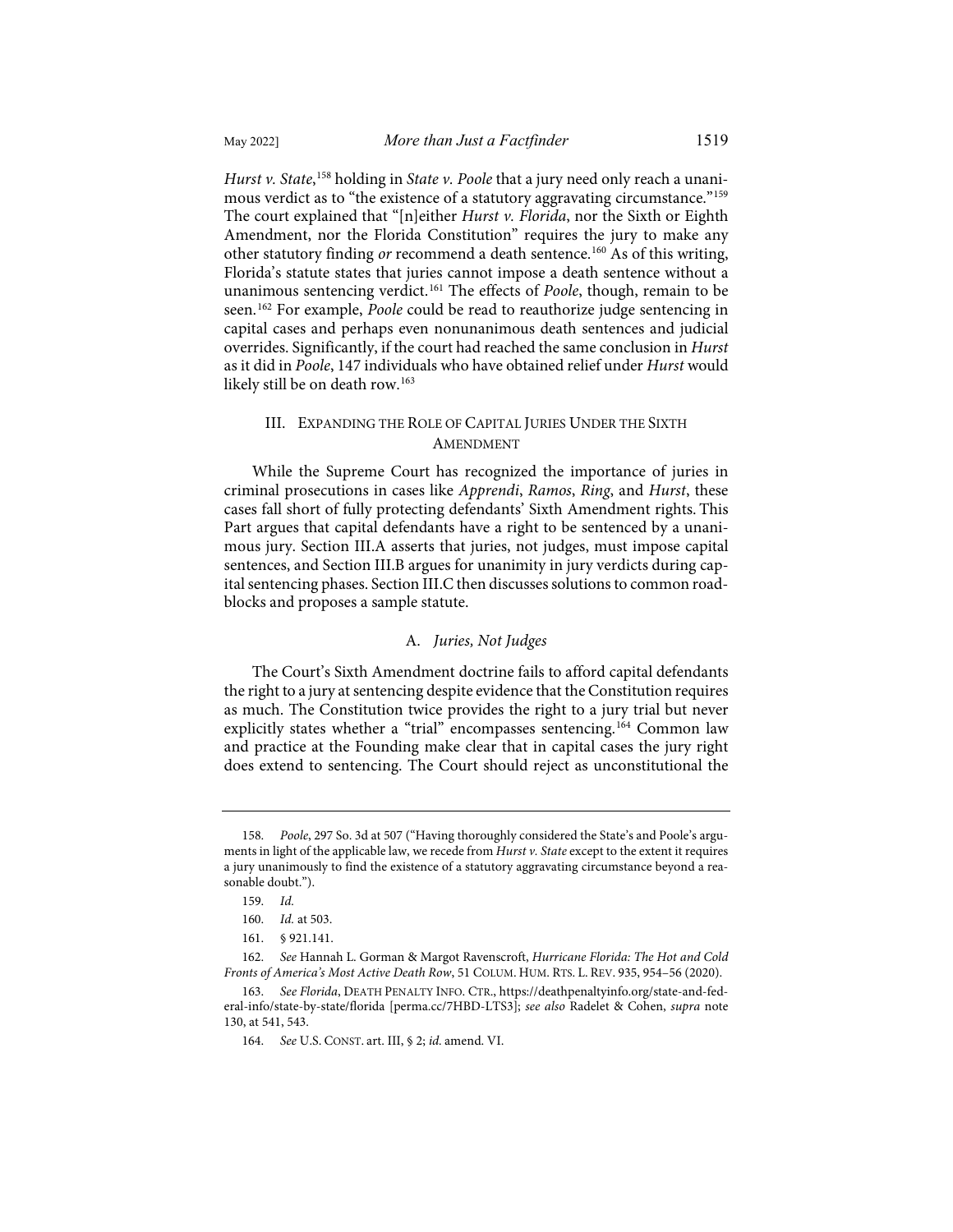*Hurst v. State*,[158] holding in *State v. Poole* that a jury need only reach a unanimous verdict as to "the existence of a statutory aggravating circumstance."[159] The court explained that "[n]either *Hurst v. Florida*, nor the Sixth or Eighth Amendment, nor the Florida Constitution" requires the jury to make any other statutory finding *or* recommend a death sentence.[160] As of this writing, Florida's statute states that juries cannot impose a death sentence without a unanimous sentencing verdict.[161] The effects of *Poole*, though, remain to be seen.[162] For example, *Poole* could be read to reauthorize judge sentencing in capital cases and perhaps even nonunanimous death sentences and judicial overrides. Significantly, if the court had reached the same conclusion in *Hurst* as it did in *Poole*, 147 individuals who have obtained relief under *Hurst* would likely still be on death row.[163]

## III. Expanding the Role of Capital Juries Under the Sixth Amendment

While the Supreme Court has recognized the importance of juries in criminal prosecutions in cases like *Apprendi*, *Ramos*, *Ring*, and *Hurst*, these cases fall short of fully protecting defendants' Sixth Amendment rights. This Part argues that capital defendants have a right to be sentenced by a unanimous jury. Section III.A asserts that juries, not judges, must impose capital sentences, and Section III.B argues for unanimity in jury verdicts during capital sentencing phases. Section III.C then discusses solutions to common roadblocks and proposes a sample statute.

### A. *Juries, Not Judges*

The Court's Sixth Amendment doctrine fails to afford capital defendants the right to a jury at sentencing despite evidence that the Constitution requires as much. The Constitution twice provides the right to a jury trial but never explicitly states whether a "trial" encompasses sentencing.[164] Common law and practice at the Founding make clear that in capital cases the jury right does extend to sentencing. The Court should reject as unconstitutional the

---

158. *Poole*, 297 So. 3d at 507 ("Having thoroughly considered the State's and Poole's arguments in light of the applicable law, we recede from *Hurst v. State* except to the extent it requires a jury unanimously to find the existence of a statutory aggravating circumstance beyond a reasonable doubt.").

159. *Id.*

160. *Id.* at 503.

161. § 921.141.

162. *See* Hannah L. Gorman & Margot Ravenscroft, *Hurricane Florida: The Hot and Cold Fronts of America's Most Active Death Row*, 51 Colum. Hum. Rts. L. Rev. 935, 954–56 (2020).

163. *See Florida*, Death Penalty Info. Ctr., https://deathpenaltyinfo.org/state-and-federal-info/state-by-state/florida [perma.cc/7HBD-LTS3]; *see also* Radelet & Cohen, *supra* note 130, at 541, 543.

164. *See* U.S. Const. art. III, § 2; *id.* amend. VI.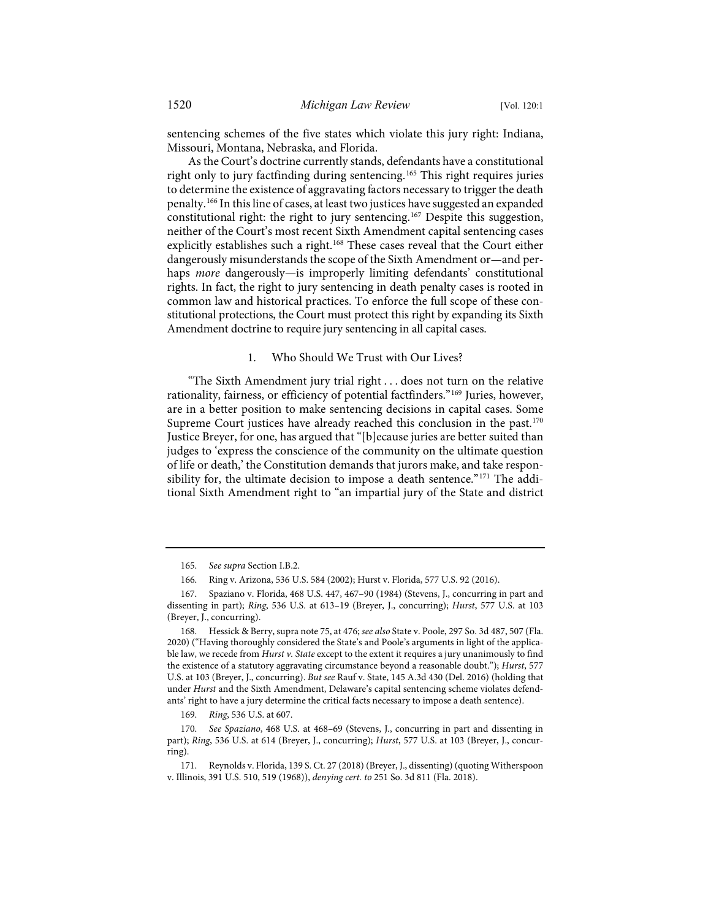sentencing schemes of the five states which violate this jury right: Indiana, Missouri, Montana, Nebraska, and Florida.

As the Court's doctrine currently stands, defendants have a constitutional right only to jury factfinding during sentencing.[165] This right requires juries to determine the existence of aggravating factors necessary to trigger the death penalty.[166] In this line of cases, at least two justices have suggested an expanded constitutional right: the right to jury sentencing.[167] Despite this suggestion, neither of the Court's most recent Sixth Amendment capital sentencing cases explicitly establishes such a right.[168] These cases reveal that the Court either dangerously misunderstands the scope of the Sixth Amendment or—and perhaps *more* dangerously—is improperly limiting defendants' constitutional rights. In fact, the right to jury sentencing in death penalty cases is rooted in common law and historical practices. To enforce the full scope of these constitutional protections, the Court must protect this right by expanding its Sixth Amendment doctrine to require jury sentencing in all capital cases.

### 1. Who Should We Trust with Our Lives?

"The Sixth Amendment jury trial right . . . does not turn on the relative rationality, fairness, or efficiency of potential factfinders."[169] Juries, however, are in a better position to make sentencing decisions in capital cases. Some Supreme Court justices have already reached this conclusion in the past.[170] Justice Breyer, for one, has argued that "[b]ecause juries are better suited than judges to 'express the conscience of the community on the ultimate question of life or death,' the Constitution demands that jurors make, and take responsibility for, the ultimate decision to impose a death sentence."[171] The additional Sixth Amendment right to "an impartial jury of the State and district

---

165. *See supra* Section I.B.2.

166. Ring v. Arizona, 536 U.S. 584 (2002); Hurst v. Florida, 577 U.S. 92 (2016).

167. Spaziano v. Florida, 468 U.S. 447, 467–90 (1984) (Stevens, J., concurring in part and dissenting in part); *Ring*, 536 U.S. at 613–19 (Breyer, J., concurring); *Hurst*, 577 U.S. at 103 (Breyer, J., concurring).

168. Hessick & Berry, supra note 75, at 476; *see also* State v. Poole, 297 So. 3d 487, 507 (Fla. 2020) ("Having thoroughly considered the State's and Poole's arguments in light of the applicable law, we recede from *Hurst v. State* except to the extent it requires a jury unanimously to find the existence of a statutory aggravating circumstance beyond a reasonable doubt."); *Hurst*, 577 U.S. at 103 (Breyer, J., concurring). *But see* Rauf v. State, 145 A.3d 430 (Del. 2016) (holding that under *Hurst* and the Sixth Amendment, Delaware's capital sentencing scheme violates defendants' right to have a jury determine the critical facts necessary to impose a death sentence).

169. *Ring*, 536 U.S. at 607.

170. *See Spaziano*, 468 U.S. at 468–69 (Stevens, J., concurring in part and dissenting in part); *Ring*, 536 U.S. at 614 (Breyer, J., concurring); *Hurst*, 577 U.S. at 103 (Breyer, J., concurring).

171. Reynolds v. Florida, 139 S. Ct. 27 (2018) (Breyer, J., dissenting) (quoting Witherspoon v. Illinois, 391 U.S. 510, 519 (1968)), *denying cert. to* 251 So. 3d 811 (Fla. 2018).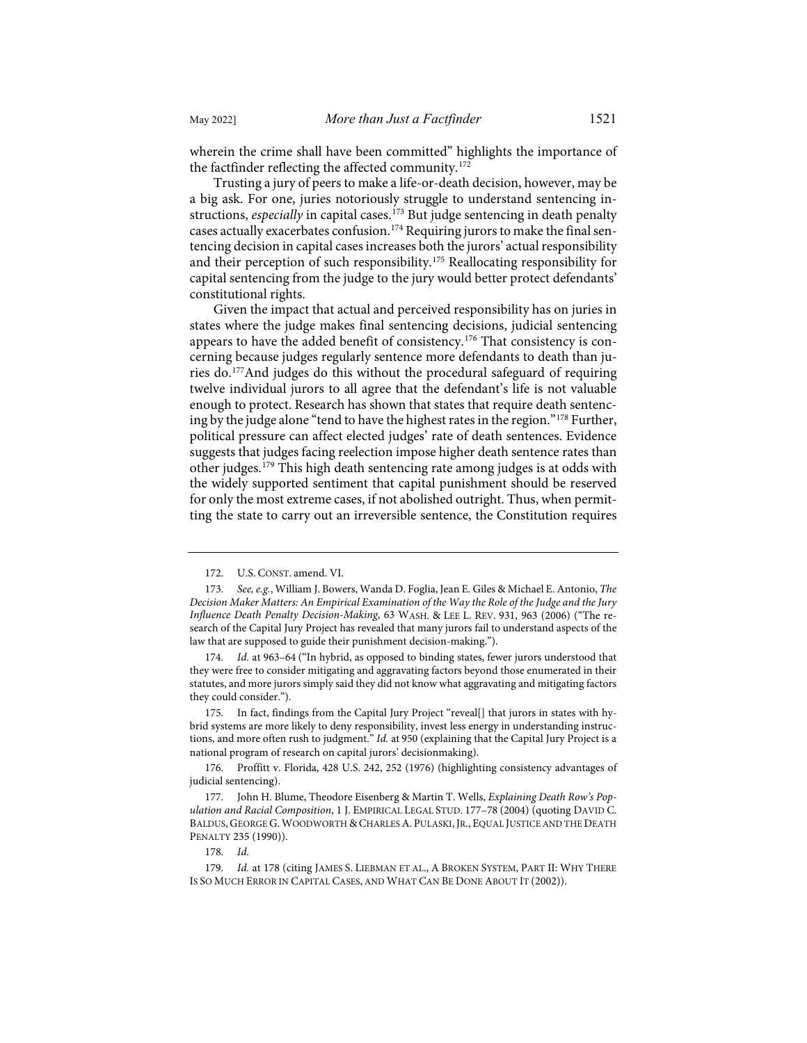wherein the crime shall have been committed" highlights the importance of the factfinder reflecting the affected community.[172]

Trusting a jury of peers to make a life-or-death decision, however, may be a big ask. For one, juries notoriously struggle to understand sentencing instructions, *especially* in capital cases.[173] But judge sentencing in death penalty cases actually exacerbates confusion.[174] Requiring jurors to make the final sentencing decision in capital cases increases both the jurors' actual responsibility and their perception of such responsibility.[175] Reallocating responsibility for capital sentencing from the judge to the jury would better protect defendants' constitutional rights.

Given the impact that actual and perceived responsibility has on juries in states where the judge makes final sentencing decisions, judicial sentencing appears to have the added benefit of consistency.[176] That consistency is concerning because judges regularly sentence more defendants to death than juries do.[177] And judges do this without the procedural safeguard of requiring twelve individual jurors to all agree that the defendant's life is not valuable enough to protect. Research has shown that states that require death sentencing by the judge alone "tend to have the highest rates in the region."[178] Further, political pressure can affect elected judges' rate of death sentences. Evidence suggests that judges facing reelection impose higher death sentence rates than other judges.[179] This high death sentencing rate among judges is at odds with the widely supported sentiment that capital punishment should be reserved for only the most extreme cases, if not abolished outright. Thus, when permitting the state to carry out an irreversible sentence, the Constitution requires

---

172. U.S. CONST. amend. VI.

173. *See, e.g.*, William J. Bowers, Wanda D. Foglia, Jean E. Giles & Michael E. Antonio, *The Decision Maker Matters: An Empirical Examination of the Way the Role of the Judge and the Jury Influence Death Penalty Decision-Making*, 63 WASH. & LEE L. REV. 931, 963 (2006) ("The research of the Capital Jury Project has revealed that many jurors fail to understand aspects of the law that are supposed to guide their punishment decision-making.").

174. *Id.* at 963–64 ("In hybrid, as opposed to binding states, fewer jurors understood that they were free to consider mitigating and aggravating factors beyond those enumerated in their statutes, and more jurors simply said they did not know what aggravating and mitigating factors they could consider.").

175. In fact, findings from the Capital Jury Project "reveal[] that jurors in states with hybrid systems are more likely to deny responsibility, invest less energy in understanding instructions, and more often rush to judgment." *Id.* at 950 (explaining that the Capital Jury Project is a national program of research on capital jurors' decisionmaking).

176. Proffitt v. Florida, 428 U.S. 242, 252 (1976) (highlighting consistency advantages of judicial sentencing).

177. John H. Blume, Theodore Eisenberg & Martin T. Wells, *Explaining Death Row's Population and Racial Composition*, 1 J. EMPIRICAL LEGAL STUD. 177–78 (2004) (quoting DAVID C. BALDUS, GEORGE G. WOODWORTH & CHARLES A. PULASKI, JR., EQUAL JUSTICE AND THE DEATH PENALTY 235 (1990)).

178. *Id.*

179. *Id.* at 178 (citing JAMES S. LIEBMAN ET AL., A BROKEN SYSTEM, PART II: WHY THERE IS SO MUCH ERROR IN CAPITAL CASES, AND WHAT CAN BE DONE ABOUT IT (2002)).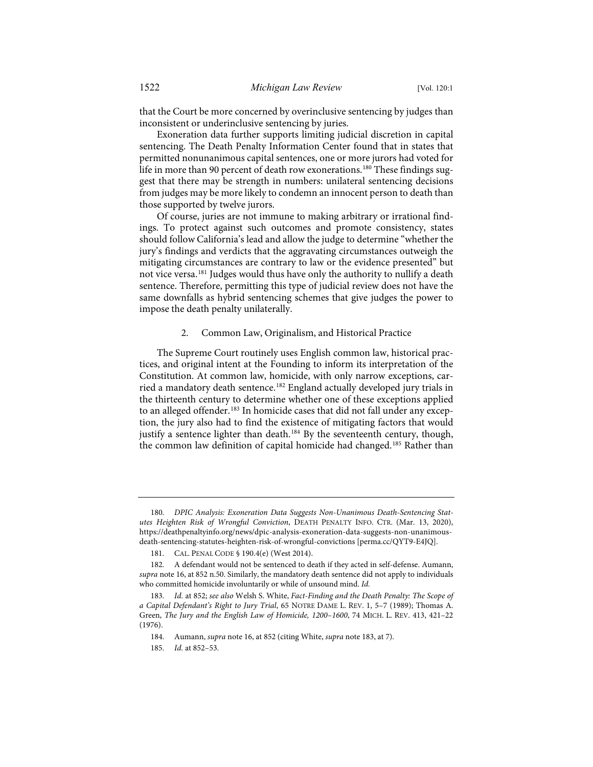that the Court be more concerned by overinclusive sentencing by judges than inconsistent or underinclusive sentencing by juries.

Exoneration data further supports limiting judicial discretion in capital sentencing. The Death Penalty Information Center found that in states that permitted nonunanimous capital sentences, one or more jurors had voted for life in more than 90 percent of death row exonerations.[180] These findings suggest that there may be strength in numbers: unilateral sentencing decisions from judges may be more likely to condemn an innocent person to death than those supported by twelve jurors.

Of course, juries are not immune to making arbitrary or irrational findings. To protect against such outcomes and promote consistency, states should follow California's lead and allow the judge to determine "whether the jury's findings and verdicts that the aggravating circumstances outweigh the mitigating circumstances are contrary to law or the evidence presented" but not vice versa.[181] Judges would thus have only the authority to nullify a death sentence. Therefore, permitting this type of judicial review does not have the same downfalls as hybrid sentencing schemes that give judges the power to impose the death penalty unilaterally.

### 2. Common Law, Originalism, and Historical Practice

The Supreme Court routinely uses English common law, historical practices, and original intent at the Founding to inform its interpretation of the Constitution. At common law, homicide, with only narrow exceptions, carried a mandatory death sentence.[182] England actually developed jury trials in the thirteenth century to determine whether one of these exceptions applied to an alleged offender.[183] In homicide cases that did not fall under any exception, the jury also had to find the existence of mitigating factors that would justify a sentence lighter than death.[184] By the seventeenth century, though, the common law definition of capital homicide had changed.[185] Rather than

---

180. *DPIC Analysis: Exoneration Data Suggests Non-Unanimous Death-Sentencing Statutes Heighten Risk of Wrongful Conviction*, DEATH PENALTY INFO. CTR. (Mar. 13, 2020), https://deathpenaltyinfo.org/news/dpic-analysis-exoneration-data-suggests-non-unanimous-death-sentencing-statutes-heighten-risk-of-wrongful-convictions [perma.cc/QYT9-E4JQ].

181. CAL. PENAL CODE § 190.4(e) (West 2014).

182. A defendant would not be sentenced to death if they acted in self-defense. Aumann, *supra* note 16, at 852 n.50. Similarly, the mandatory death sentence did not apply to individuals who committed homicide involuntarily or while of unsound mind. *Id.*

183. *Id.* at 852; *see also* Welsh S. White, *Fact-Finding and the Death Penalty: The Scope of a Capital Defendant's Right to Jury Trial*, 65 NOTRE DAME L. REV. 1, 5–7 (1989); Thomas A. Green, *The Jury and the English Law of Homicide, 1200–1600*, 74 MICH. L. REV. 413, 421–22 (1976).

184. Aumann, *supra* note 16, at 852 (citing White, *supra* note 183, at 7).

185. *Id.* at 852–53.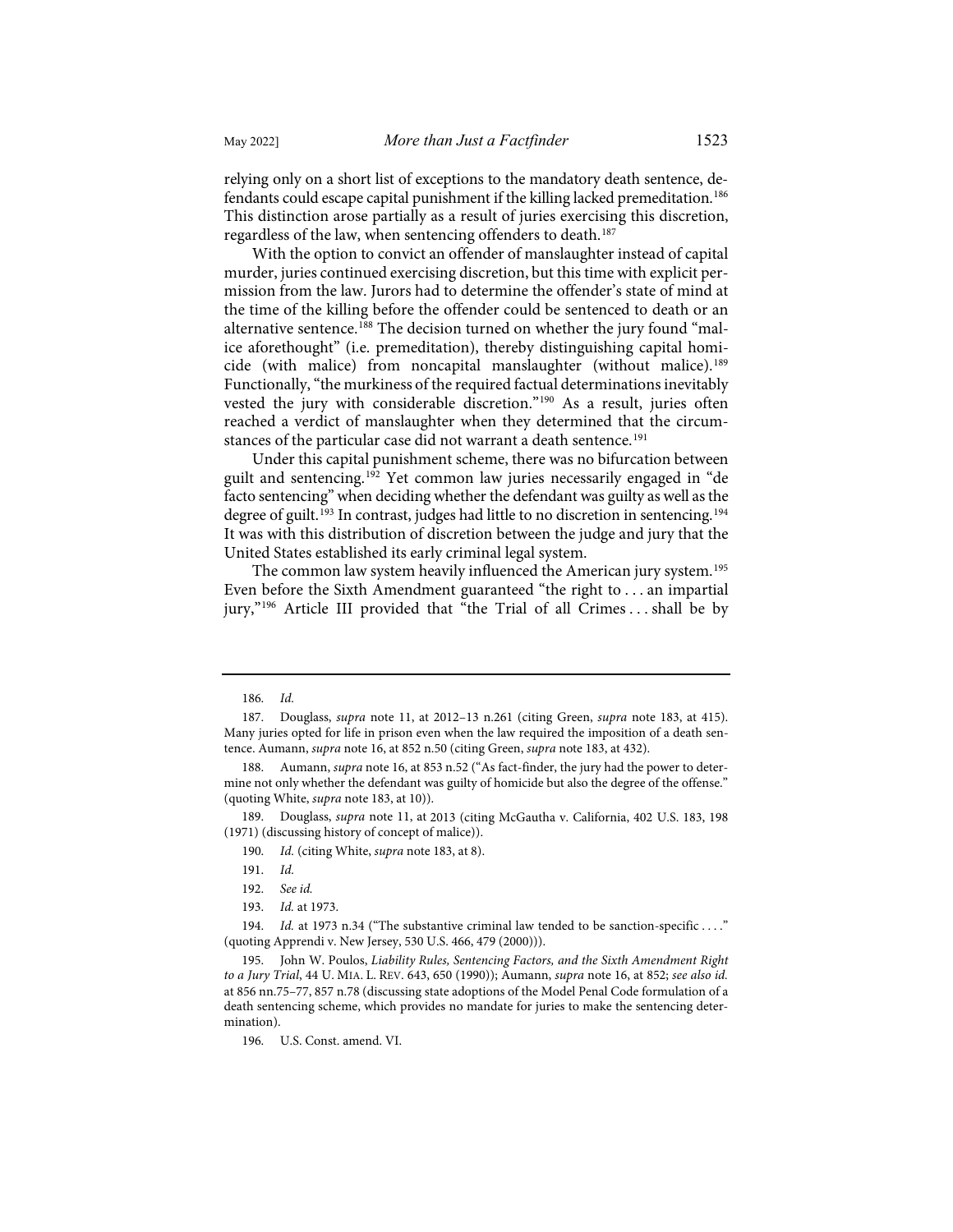relying only on a short list of exceptions to the mandatory death sentence, defendants could escape capital punishment if the killing lacked premeditation.[186] This distinction arose partially as a result of juries exercising this discretion, regardless of the law, when sentencing offenders to death.[187]

With the option to convict an offender of manslaughter instead of capital murder, juries continued exercising discretion, but this time with explicit permission from the law. Jurors had to determine the offender's state of mind at the time of the killing before the offender could be sentenced to death or an alternative sentence.[188] The decision turned on whether the jury found "malice aforethought" (i.e. premeditation), thereby distinguishing capital homicide (with malice) from noncapital manslaughter (without malice).[189] Functionally, "the murkiness of the required factual determinations inevitably vested the jury with considerable discretion."[190] As a result, juries often reached a verdict of manslaughter when they determined that the circumstances of the particular case did not warrant a death sentence.[191]

Under this capital punishment scheme, there was no bifurcation between guilt and sentencing.[192] Yet common law juries necessarily engaged in "de facto sentencing" when deciding whether the defendant was guilty as well as the degree of guilt.[193] In contrast, judges had little to no discretion in sentencing.[194] It was with this distribution of discretion between the judge and jury that the United States established its early criminal legal system.

The common law system heavily influenced the American jury system.[195] Even before the Sixth Amendment guaranteed "the right to . . . an impartial jury,"[196] Article III provided that "the Trial of all Crimes . . . shall be by

---

186. *Id.*

187. Douglass, *supra* note 11, at 2012–13 n.261 (citing Green, *supra* note 183, at 415). Many juries opted for life in prison even when the law required the imposition of a death sentence. Aumann, *supra* note 16, at 852 n.50 (citing Green, *supra* note 183, at 432).

188. Aumann, *supra* note 16, at 853 n.52 ("As fact-finder, the jury had the power to determine not only whether the defendant was guilty of homicide but also the degree of the offense." (quoting White, *supra* note 183, at 10)).

189. Douglass, *supra* note 11, at 2013 (citing McGautha v. California, 402 U.S. 183, 198 (1971) (discussing history of concept of malice)).

190. *Id.* (citing White, *supra* note 183, at 8).

191. *Id.*

192. *See id.*

193. *Id.* at 1973.

194. *Id.* at 1973 n.34 ("The substantive criminal law tended to be sanction-specific . . . ." (quoting Apprendi v. New Jersey, 530 U.S. 466, 479 (2000))).

195. John W. Poulos, *Liability Rules, Sentencing Factors, and the Sixth Amendment Right to a Jury Trial*, 44 U. MIA. L. REV. 643, 650 (1990)); Aumann, *supra* note 16, at 852; *see also id.* at 856 nn.75–77, 857 n.78 (discussing state adoptions of the Model Penal Code formulation of a death sentencing scheme, which provides no mandate for juries to make the sentencing determination).

196. U.S. Const. amend. VI.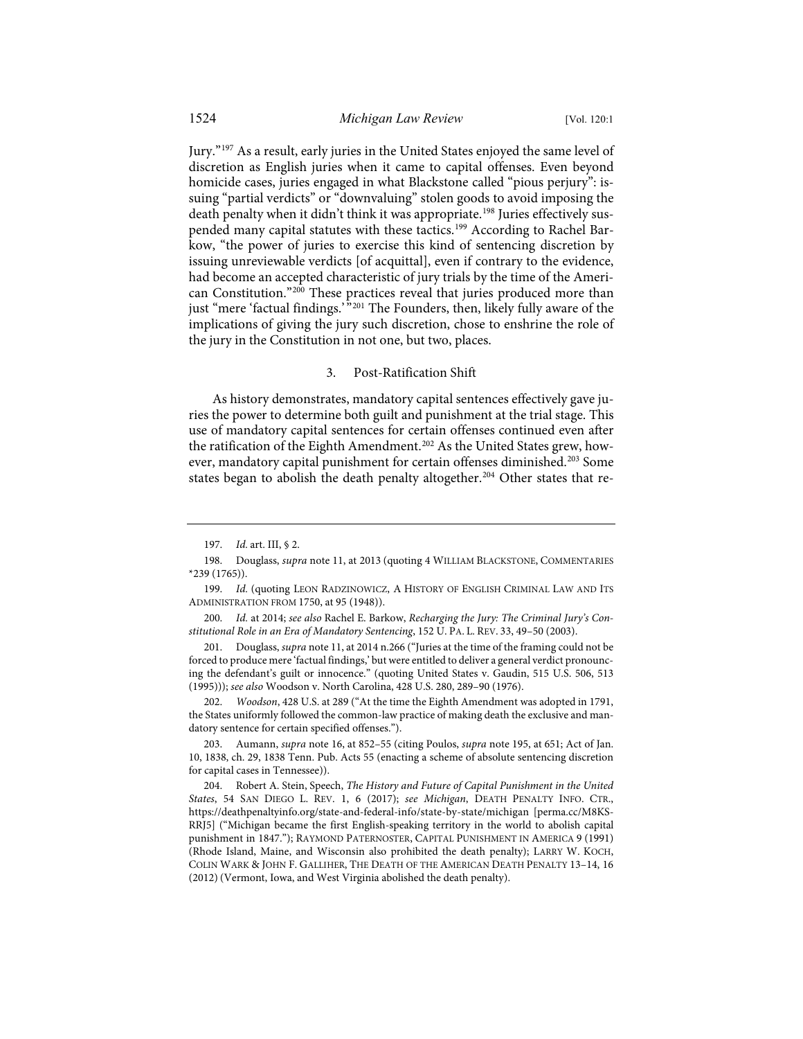Jury."[197] As a result, early juries in the United States enjoyed the same level of discretion as English juries when it came to capital offenses. Even beyond homicide cases, juries engaged in what Blackstone called "pious perjury": issuing "partial verdicts" or "downvaluing" stolen goods to avoid imposing the death penalty when it didn't think it was appropriate.[198] Juries effectively suspended many capital statutes with these tactics.[199] According to Rachel Barkow, "the power of juries to exercise this kind of sentencing discretion by issuing unreviewable verdicts [of acquittal], even if contrary to the evidence, had become an accepted characteristic of jury trials by the time of the American Constitution."[200] These practices reveal that juries produced more than just "mere 'factual findings.'"[201] The Founders, then, likely fully aware of the implications of giving the jury such discretion, chose to enshrine the role of the jury in the Constitution in not one, but two, places.

### 3. Post-Ratification Shift

As history demonstrates, mandatory capital sentences effectively gave juries the power to determine both guilt and punishment at the trial stage. This use of mandatory capital sentences for certain offenses continued even after the ratification of the Eighth Amendment.[202] As the United States grew, however, mandatory capital punishment for certain offenses diminished.[203] Some states began to abolish the death penalty altogether.[204] Other states that re-

---

197. *Id.* art. III, § 2.

198. Douglass, *supra* note 11, at 2013 (quoting 4 WILLIAM BLACKSTONE, COMMENTARIES *239 (1765)).

199. *Id.* (quoting LEON RADZINOWICZ, A HISTORY OF ENGLISH CRIMINAL LAW AND ITS ADMINISTRATION FROM 1750, at 95 (1948)).

200. *Id.* at 2014; *see also* Rachel E. Barkow, *Recharging the Jury: The Criminal Jury's Constitutional Role in an Era of Mandatory Sentencing*, 152 U. PA. L. REV. 33, 49–50 (2003).

201. Douglass, *supra* note 11, at 2014 n.266 ("Juries at the time of the framing could not be forced to produce mere 'factual findings,' but were entitled to deliver a general verdict pronouncing the defendant's guilt or innocence." (quoting United States v. Gaudin, 515 U.S. 506, 513 (1995))); *see also* Woodson v. North Carolina, 428 U.S. 280, 289–90 (1976).

202. *Woodson*, 428 U.S. at 289 ("At the time the Eighth Amendment was adopted in 1791, the States uniformly followed the common-law practice of making death the exclusive and mandatory sentence for certain specified offenses.").

203. Aumann, *supra* note 16, at 852–55 (citing Poulos, *supra* note 195, at 651; Act of Jan. 10, 1838, ch. 29, 1838 Tenn. Pub. Acts 55 (enacting a scheme of absolute sentencing discretion for capital cases in Tennessee)).

204. Robert A. Stein, Speech, *The History and Future of Capital Punishment in the United States*, 54 SAN DIEGO L. REV. 1, 6 (2017); *see Michigan*, DEATH PENALTY INFO. CTR., https://deathpenaltyinfo.org/state-and-federal-info/state-by-state/michigan [perma.cc/M8KS-RRJ5] ("Michigan became the first English-speaking territory in the world to abolish capital punishment in 1847."); RAYMOND PATERNOSTER, CAPITAL PUNISHMENT IN AMERICA 9 (1991) (Rhode Island, Maine, and Wisconsin also prohibited the death penalty); LARRY W. KOCH, COLIN WARK & JOHN F. GALLIHER, THE DEATH OF THE AMERICAN DEATH PENALTY 13–14, 16 (2012) (Vermont, Iowa, and West Virginia abolished the death penalty).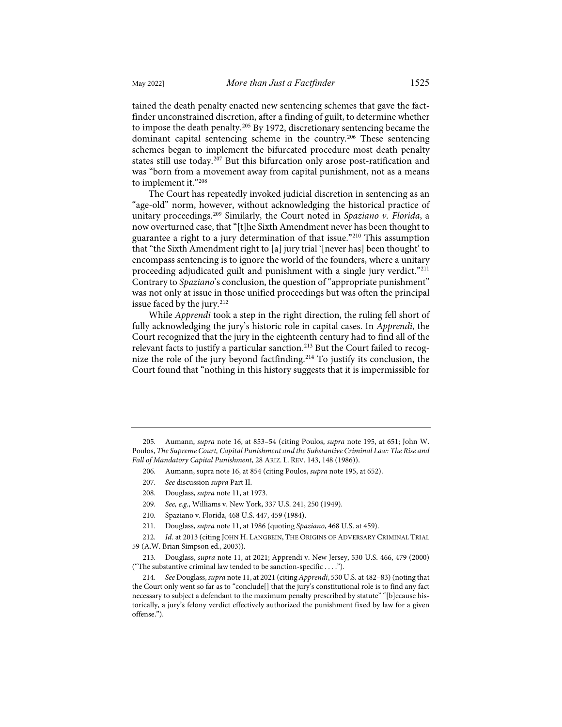tained the death penalty enacted new sentencing schemes that gave the factfinder unconstrained discretion, after a finding of guilt, to determine whether to impose the death penalty.[205] By 1972, discretionary sentencing became the dominant capital sentencing scheme in the country.[206] These sentencing schemes began to implement the bifurcated procedure most death penalty states still use today.[207] But this bifurcation only arose post-ratification and was "born from a movement away from capital punishment, not as a means to implement it."[208]

The Court has repeatedly invoked judicial discretion in sentencing as an "age-old" norm, however, without acknowledging the historical practice of unitary proceedings.[209] Similarly, the Court noted in *Spaziano v. Florida*, a now overturned case, that "[t]he Sixth Amendment never has been thought to guarantee a right to a jury determination of that issue."[210] This assumption that "the Sixth Amendment right to [a] jury trial '[never has] been thought' to encompass sentencing is to ignore the world of the founders, where a unitary proceeding adjudicated guilt and punishment with a single jury verdict."[211] Contrary to *Spaziano*'s conclusion, the question of "appropriate punishment" was not only at issue in those unified proceedings but was often the principal issue faced by the jury.[212]

While *Apprendi* took a step in the right direction, the ruling fell short of fully acknowledging the jury's historic role in capital cases. In *Apprendi*, the Court recognized that the jury in the eighteenth century had to find all of the relevant facts to justify a particular sanction.[213] But the Court failed to recognize the role of the jury beyond factfinding.[214] To justify its conclusion, the Court found that "nothing in this history suggests that it is impermissible for

---

205. Aumann, *supra* note 16, at 853–54 (citing Poulos, *supra* note 195, at 651; John W. Poulos, *The Supreme Court, Capital Punishment and the Substantive Criminal Law: The Rise and Fall of Mandatory Capital Punishment*, 28 ARIZ. L. REV. 143, 148 (1986)).

206. Aumann, supra note 16, at 854 (citing Poulos, *supra* note 195, at 652).

207. *See* discussion *supra* Part II.

208. Douglass, *supra* note 11, at 1973.

209. *See, e.g.*, Williams v. New York, 337 U.S. 241, 250 (1949).

210. Spaziano v. Florida, 468 U.S. 447, 459 (1984).

211. Douglass, *supra* note 11, at 1986 (quoting *Spaziano*, 468 U.S. at 459).

212. *Id.* at 2013 (citing JOHN H. LANGBEIN, THE ORIGINS OF ADVERSARY CRIMINAL TRIAL 59 (A.W. Brian Simpson ed., 2003)).

213. Douglass, *supra* note 11, at 2021; Apprendi v. New Jersey, 530 U.S. 466, 479 (2000) ("The substantive criminal law tended to be sanction-specific . . . .").

214. *See* Douglass, *supra* note 11, at 2021 (citing *Apprendi*, 530 U.S. at 482–83) (noting that the Court only went so far as to "conclude[] that the jury's constitutional role is to find any fact necessary to subject a defendant to the maximum penalty prescribed by statute" "[b]ecause historically, a jury's felony verdict effectively authorized the punishment fixed by law for a given offense.").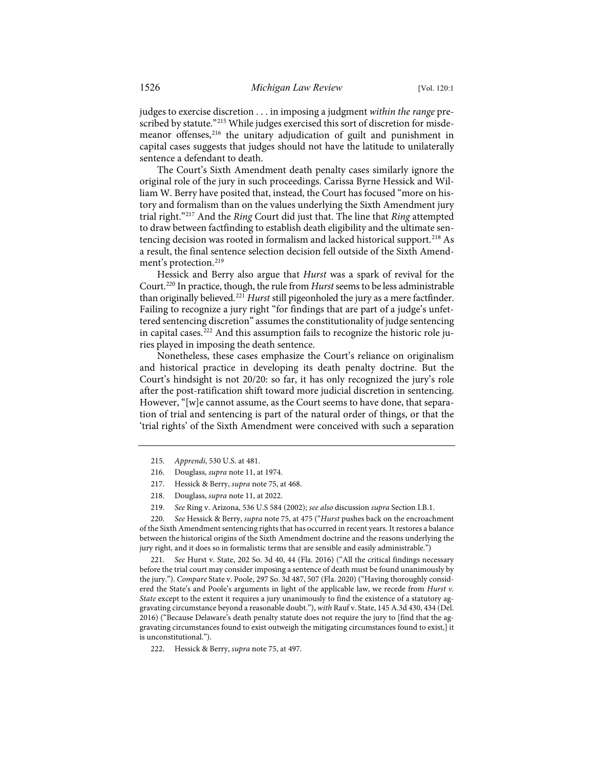judges to exercise discretion . . . in imposing a judgment *within the range* prescribed by statute."[215] While judges exercised this sort of discretion for misdemeanor offenses,[216] the unitary adjudication of guilt and punishment in capital cases suggests that judges should not have the latitude to unilaterally sentence a defendant to death.

The Court's Sixth Amendment death penalty cases similarly ignore the original role of the jury in such proceedings. Carissa Byrne Hessick and William W. Berry have posited that, instead, the Court has focused "more on history and formalism than on the values underlying the Sixth Amendment jury trial right."[217] And the *Ring* Court did just that. The line that *Ring* attempted to draw between factfinding to establish death eligibility and the ultimate sentencing decision was rooted in formalism and lacked historical support.[218] As a result, the final sentence selection decision fell outside of the Sixth Amendment's protection.[219]

Hessick and Berry also argue that *Hurst* was a spark of revival for the Court.[220] In practice, though, the rule from *Hurst* seems to be less administrable than originally believed.[221] *Hurst* still pigeonholed the jury as a mere factfinder. Failing to recognize a jury right "for findings that are part of a judge's unfettered sentencing discretion" assumes the constitutionality of judge sentencing in capital cases.[222] And this assumption fails to recognize the historic role juries played in imposing the death sentence.

Nonetheless, these cases emphasize the Court's reliance on originalism and historical practice in developing its death penalty doctrine. But the Court's hindsight is not 20/20: so far, it has only recognized the jury's role after the post-ratification shift toward more judicial discretion in sentencing. However, "[w]e cannot assume, as the Court seems to have done, that separation of trial and sentencing is part of the natural order of things, or that the 'trial rights' of the Sixth Amendment were conceived with such a separation

---

215. *Apprendi*, 530 U.S. at 481.

216. Douglass, *supra* note 11, at 1974.

217. Hessick & Berry, *supra* note 75, at 468.

218. Douglass, *supra* note 11, at 2022.

219. *See* Ring v. Arizona, 536 U.S 584 (2002); *see also* discussion *supra* Section I.B.1.

220. *See* Hessick & Berry, *supra* note 75, at 475 ("*Hurst* pushes back on the encroachment of the Sixth Amendment sentencing rights that has occurred in recent years. It restores a balance between the historical origins of the Sixth Amendment doctrine and the reasons underlying the jury right, and it does so in formalistic terms that are sensible and easily administrable.")

221. *See* Hurst v. State, 202 So. 3d 40, 44 (Fla. 2016) ("All the critical findings necessary before the trial court may consider imposing a sentence of death must be found unanimously by the jury."). *Compare* State v. Poole, 297 So. 3d 487, 507 (Fla. 2020) ("Having thoroughly considered the State's and Poole's arguments in light of the applicable law, we recede from *Hurst v. State* except to the extent it requires a jury unanimously to find the existence of a statutory aggravating circumstance beyond a reasonable doubt."), *with* Rauf v. State, 145 A.3d 430, 434 (Del. 2016) ("Because Delaware's death penalty statute does not require the jury to [find that the aggravating circumstances found to exist outweigh the mitigating circumstances found to exist,] it is unconstitutional.").

222. Hessick & Berry, *supra* note 75, at 497.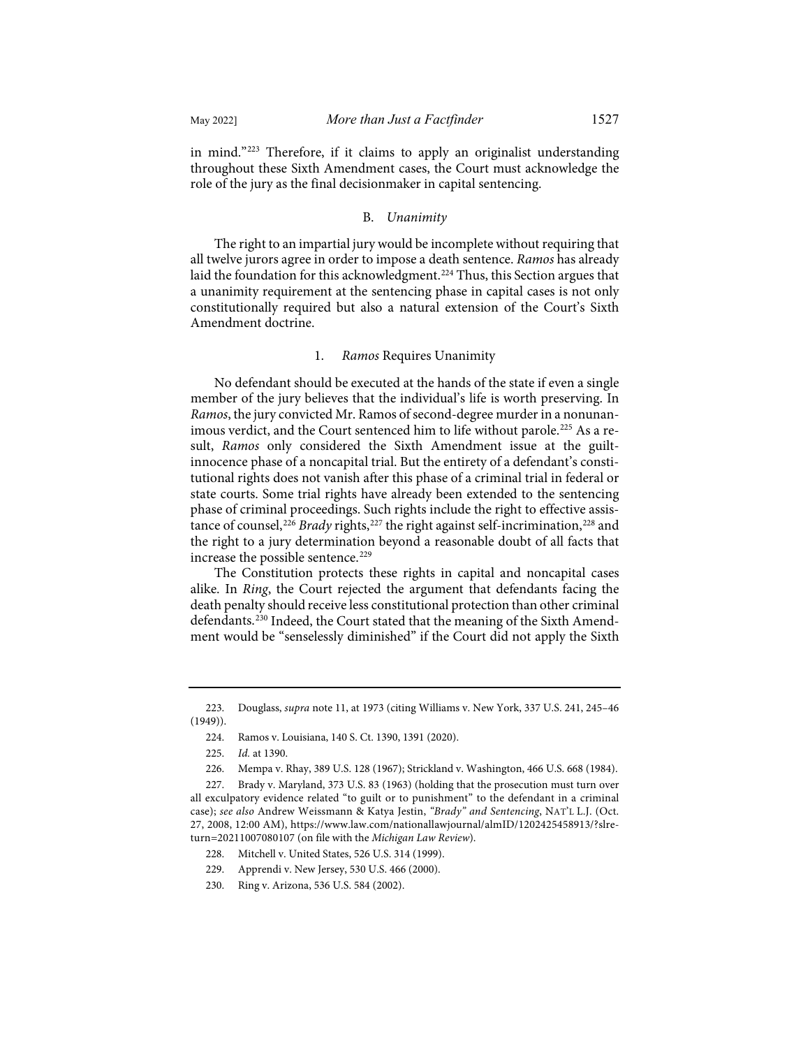in mind."[223] Therefore, if it claims to apply an originalist understanding throughout these Sixth Amendment cases, the Court must acknowledge the role of the jury as the final decisionmaker in capital sentencing.

### B. *Unanimity*

The right to an impartial jury would be incomplete without requiring that all twelve jurors agree in order to impose a death sentence. *Ramos* has already laid the foundation for this acknowledgment.[224] Thus, this Section argues that a unanimity requirement at the sentencing phase in capital cases is not only constitutionally required but also a natural extension of the Court's Sixth Amendment doctrine.

#### 1. *Ramos* Requires Unanimity

No defendant should be executed at the hands of the state if even a single member of the jury believes that the individual's life is worth preserving. In *Ramos*, the jury convicted Mr. Ramos of second-degree murder in a nonunanimous verdict, and the Court sentenced him to life without parole.[225] As a result, *Ramos* only considered the Sixth Amendment issue at the guilt-innocence phase of a noncapital trial. But the entirety of a defendant's constitutional rights does not vanish after this phase of a criminal trial in federal or state courts. Some trial rights have already been extended to the sentencing phase of criminal proceedings. Such rights include the right to effective assistance of counsel,[226] *Brady* rights,[227] the right against self-incrimination,[228] and the right to a jury determination beyond a reasonable doubt of all facts that increase the possible sentence.[229]

The Constitution protects these rights in capital and noncapital cases alike. In *Ring*, the Court rejected the argument that defendants facing the death penalty should receive less constitutional protection than other criminal defendants.[230] Indeed, the Court stated that the meaning of the Sixth Amendment would be "senselessly diminished" if the Court did not apply the Sixth

---

223. Douglass, *supra* note 11, at 1973 (citing Williams v. New York, 337 U.S. 241, 245–46 (1949)).

224. Ramos v. Louisiana, 140 S. Ct. 1390, 1391 (2020).

225. *Id.* at 1390.

226. Mempa v. Rhay, 389 U.S. 128 (1967); Strickland v. Washington, 466 U.S. 668 (1984).

227. Brady v. Maryland, 373 U.S. 83 (1963) (holding that the prosecution must turn over all exculpatory evidence related "to guilt or to punishment" to the defendant in a criminal case); *see also* Andrew Weissmann & Katya Jestin, *"Brady" and Sentencing*, NAT'L L.J. (Oct. 27, 2008, 12:00 AM), https://www.law.com/nationallawjournal/almID/1202425458913/?slreturn=20211007080107 (on file with the *Michigan Law Review*).

228. Mitchell v. United States, 526 U.S. 314 (1999).

229. Apprendi v. New Jersey, 530 U.S. 466 (2000).

230. Ring v. Arizona, 536 U.S. 584 (2002).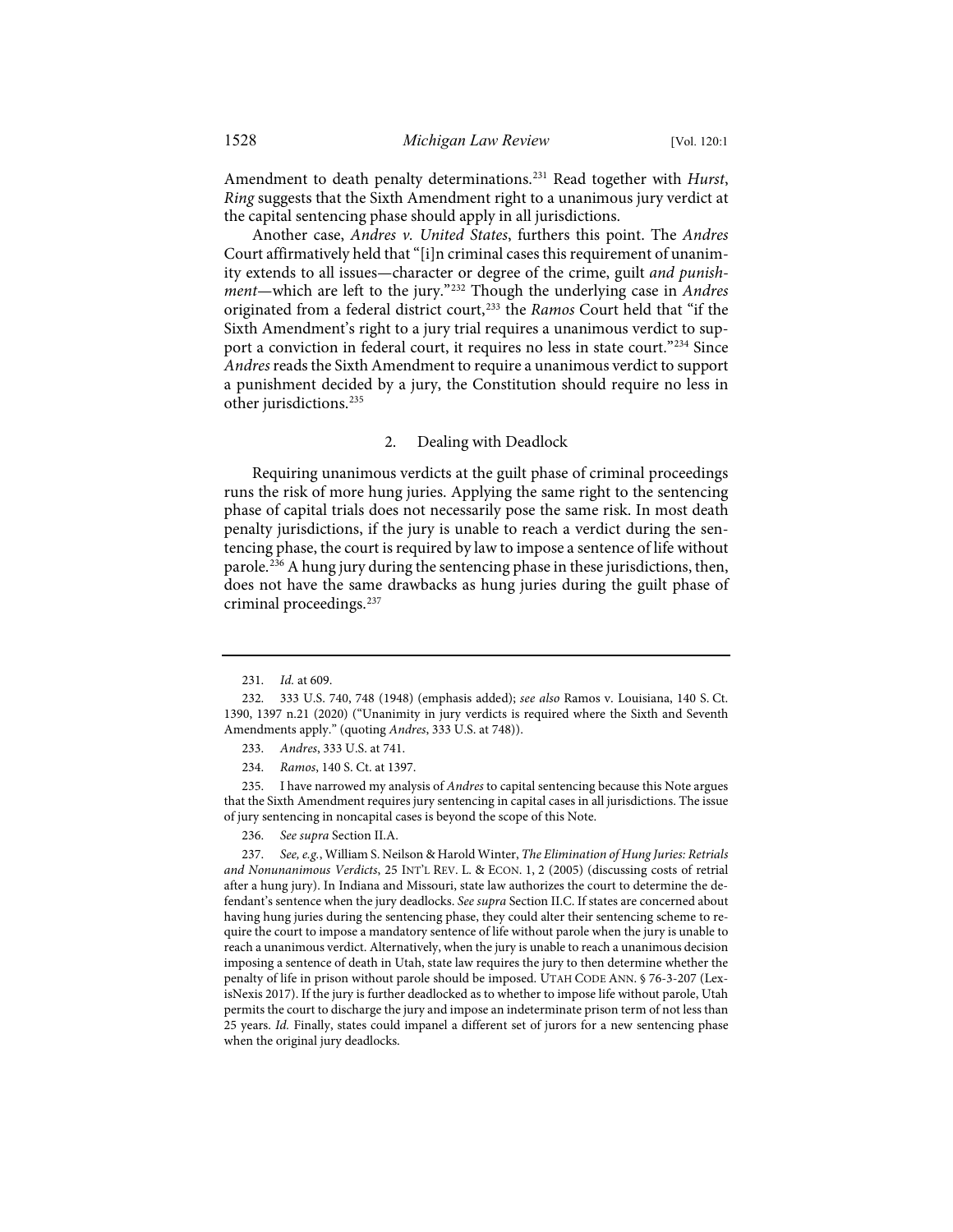Amendment to death penalty determinations.[231] Read together with *Hurst*, *Ring* suggests that the Sixth Amendment right to a unanimous jury verdict at the capital sentencing phase should apply in all jurisdictions.

Another case, *Andres v. United States*, furthers this point. The *Andres* Court affirmatively held that "[i]n criminal cases this requirement of unanimity extends to all issues—character or degree of the crime, guilt *and punishment*—which are left to the jury."[232] Though the underlying case in *Andres* originated from a federal district court,[233] the *Ramos* Court held that "if the Sixth Amendment's right to a jury trial requires a unanimous verdict to support a conviction in federal court, it requires no less in state court."[234] Since *Andres* reads the Sixth Amendment to require a unanimous verdict to support a punishment decided by a jury, the Constitution should require no less in other jurisdictions.[235]

### 2. Dealing with Deadlock

Requiring unanimous verdicts at the guilt phase of criminal proceedings runs the risk of more hung juries. Applying the same right to the sentencing phase of capital trials does not necessarily pose the same risk. In most death penalty jurisdictions, if the jury is unable to reach a verdict during the sentencing phase, the court is required by law to impose a sentence of life without parole.[236] A hung jury during the sentencing phase in these jurisdictions, then, does not have the same drawbacks as hung juries during the guilt phase of criminal proceedings.[237]

---

231. *Id.* at 609.

232. 333 U.S. 740, 748 (1948) (emphasis added); *see also* Ramos v. Louisiana, 140 S. Ct. 1390, 1397 n.21 (2020) ("Unanimity in jury verdicts is required where the Sixth and Seventh Amendments apply." (quoting *Andres*, 333 U.S. at 748)).

233. *Andres*, 333 U.S. at 741.

234. *Ramos*, 140 S. Ct. at 1397.

235. I have narrowed my analysis of *Andres* to capital sentencing because this Note argues that the Sixth Amendment requires jury sentencing in capital cases in all jurisdictions. The issue of jury sentencing in noncapital cases is beyond the scope of this Note.

236. *See supra* Section II.A.

237. *See, e.g.*, William S. Neilson & Harold Winter, *The Elimination of Hung Juries: Retrials and Nonunanimous Verdicts*, 25 INT'L REV. L. & ECON. 1, 2 (2005) (discussing costs of retrial after a hung jury). In Indiana and Missouri, state law authorizes the court to determine the defendant's sentence when the jury deadlocks. *See supra* Section II.C. If states are concerned about having hung juries during the sentencing phase, they could alter their sentencing scheme to require the court to impose a mandatory sentence of life without parole when the jury is unable to reach a unanimous verdict. Alternatively, when the jury is unable to reach a unanimous decision imposing a sentence of death in Utah, state law requires the jury to then determine whether the penalty of life in prison without parole should be imposed. UTAH CODE ANN. § 76-3-207 (LexisNexis 2017). If the jury is further deadlocked as to whether to impose life without parole, Utah permits the court to discharge the jury and impose an indeterminate prison term of not less than 25 years. *Id.* Finally, states could impanel a different set of jurors for a new sentencing phase when the original jury deadlocks.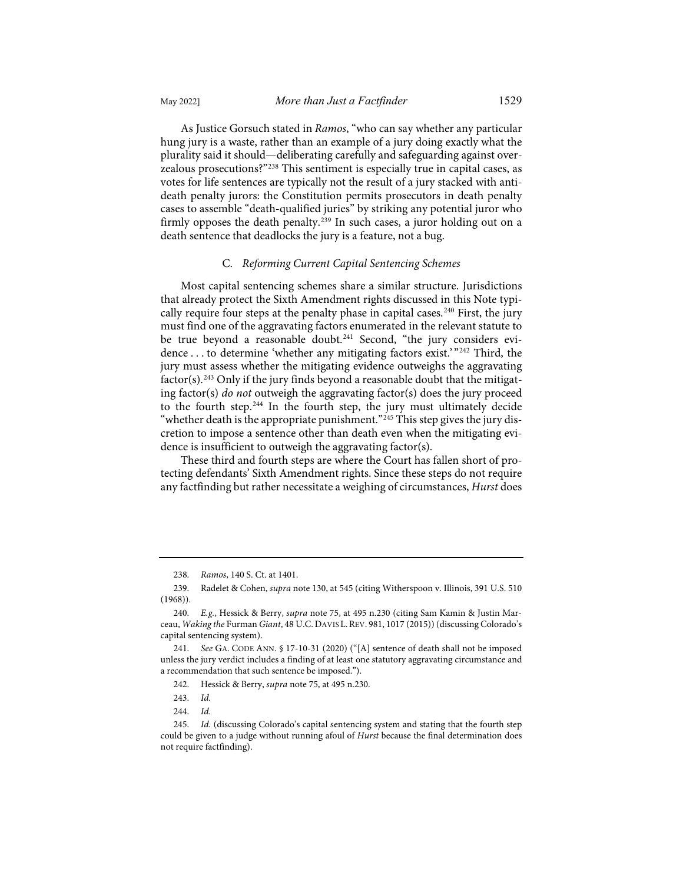As Justice Gorsuch stated in *Ramos*, "who can say whether any particular hung jury is a waste, rather than an example of a jury doing exactly what the plurality said it should—deliberating carefully and safeguarding against overzealous prosecutions?"[238] This sentiment is especially true in capital cases, as votes for life sentences are typically not the result of a jury stacked with anti-death penalty jurors: the Constitution permits prosecutors in death penalty cases to assemble "death-qualified juries" by striking any potential juror who firmly opposes the death penalty.[239] In such cases, a juror holding out on a death sentence that deadlocks the jury is a feature, not a bug.

### C. *Reforming Current Capital Sentencing Schemes*

Most capital sentencing schemes share a similar structure. Jurisdictions that already protect the Sixth Amendment rights discussed in this Note typically require four steps at the penalty phase in capital cases.[240] First, the jury must find one of the aggravating factors enumerated in the relevant statute to be true beyond a reasonable doubt.[241] Second, "the jury considers evidence . . . to determine 'whether any mitigating factors exist.'"[242] Third, the jury must assess whether the mitigating evidence outweighs the aggravating factor(s).[243] Only if the jury finds beyond a reasonable doubt that the mitigating factor(s) *do not* outweigh the aggravating factor(s) does the jury proceed to the fourth step.[244] In the fourth step, the jury must ultimately decide "whether death is the appropriate punishment."[245] This step gives the jury discretion to impose a sentence other than death even when the mitigating evidence is insufficient to outweigh the aggravating factor(s).

These third and fourth steps are where the Court has fallen short of protecting defendants' Sixth Amendment rights. Since these steps do not require any factfinding but rather necessitate a weighing of circumstances, *Hurst* does

---

238. *Ramos*, 140 S. Ct. at 1401.

239. Radelet & Cohen, *supra* note 130, at 545 (citing Witherspoon v. Illinois, 391 U.S. 510 (1968)).

240. *E.g.*, Hessick & Berry, *supra* note 75, at 495 n.230 (citing Sam Kamin & Justin Marceau, *Waking the* Furman *Giant*, 48 U.C. DAVIS L. REV. 981, 1017 (2015)) (discussing Colorado's capital sentencing system).

241. *See* GA. CODE ANN. § 17-10-31 (2020) ("[A] sentence of death shall not be imposed unless the jury verdict includes a finding of at least one statutory aggravating circumstance and a recommendation that such sentence be imposed.").

242. Hessick & Berry, *supra* note 75, at 495 n.230.

243. *Id.*

244. *Id.*

245. *Id.* (discussing Colorado's capital sentencing system and stating that the fourth step could be given to a judge without running afoul of *Hurst* because the final determination does not require factfinding).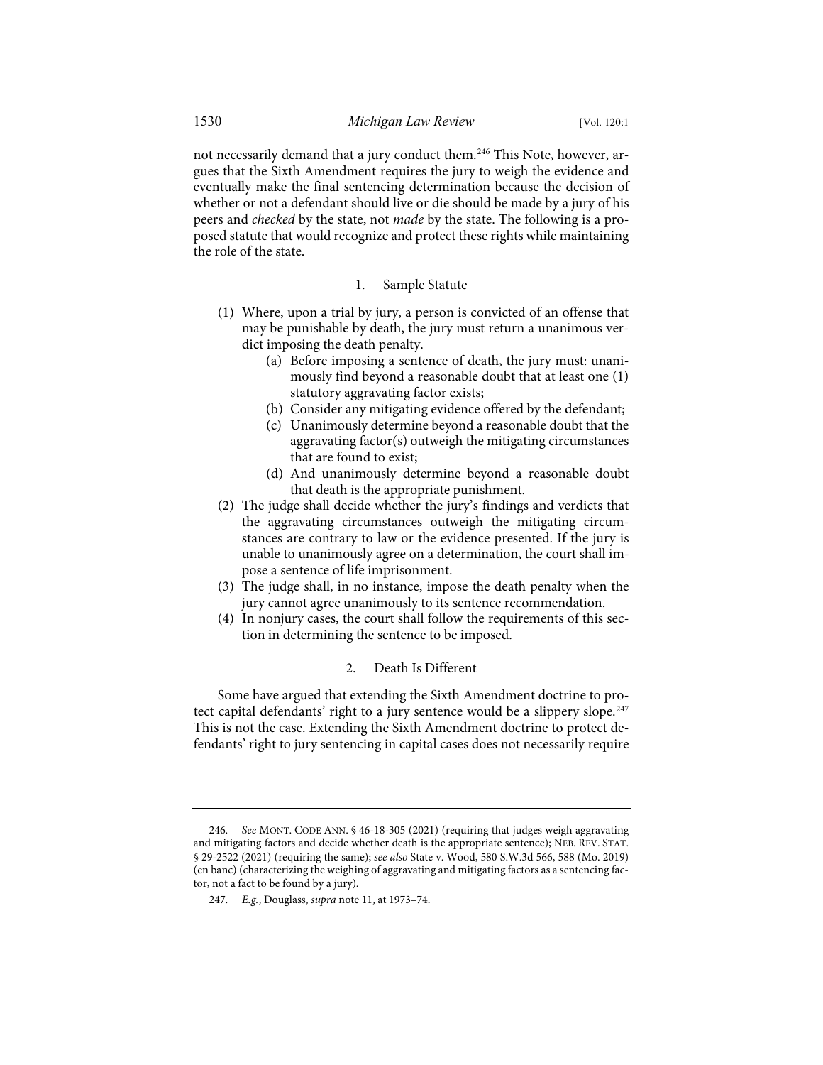not necessarily demand that a jury conduct them.[246] This Note, however, argues that the Sixth Amendment requires the jury to weigh the evidence and eventually make the final sentencing determination because the decision of whether or not a defendant should live or die should be made by a jury of his peers and *checked* by the state, not *made* by the state. The following is a proposed statute that would recognize and protect these rights while maintaining the role of the state.

### 1. Sample Statute

(1) Where, upon a trial by jury, a person is convicted of an offense that may be punishable by death, the jury must return a unanimous verdict imposing the death penalty.
   - (a) Before imposing a sentence of death, the jury must: unanimously find beyond a reasonable doubt that at least one (1) statutory aggravating factor exists;
   - (b) Consider any mitigating evidence offered by the defendant;
   - (c) Unanimously determine beyond a reasonable doubt that the aggravating factor(s) outweigh the mitigating circumstances that are found to exist;
   - (d) And unanimously determine beyond a reasonable doubt that death is the appropriate punishment.

(2) The judge shall decide whether the jury's findings and verdicts that the aggravating circumstances outweigh the mitigating circumstances are contrary to law or the evidence presented. If the jury is unable to unanimously agree on a determination, the court shall impose a sentence of life imprisonment.

(3) The judge shall, in no instance, impose the death penalty when the jury cannot agree unanimously to its sentence recommendation.

(4) In nonjury cases, the court shall follow the requirements of this section in determining the sentence to be imposed.

### 2. Death Is Different

Some have argued that extending the Sixth Amendment doctrine to protect capital defendants' right to a jury sentence would be a slippery slope.[247] This is not the case. Extending the Sixth Amendment doctrine to protect defendants' right to jury sentencing in capital cases does not necessarily require

---

246. *See* MONT. CODE ANN. § 46-18-305 (2021) (requiring that judges weigh aggravating and mitigating factors and decide whether death is the appropriate sentence); NEB. REV. STAT. § 29-2522 (2021) (requiring the same); *see also* State v. Wood, 580 S.W.3d 566, 588 (Mo. 2019) (en banc) (characterizing the weighing of aggravating and mitigating factors as a sentencing factor, not a fact to be found by a jury).

247. *E.g.*, Douglass, *supra* note 11, at 1973–74.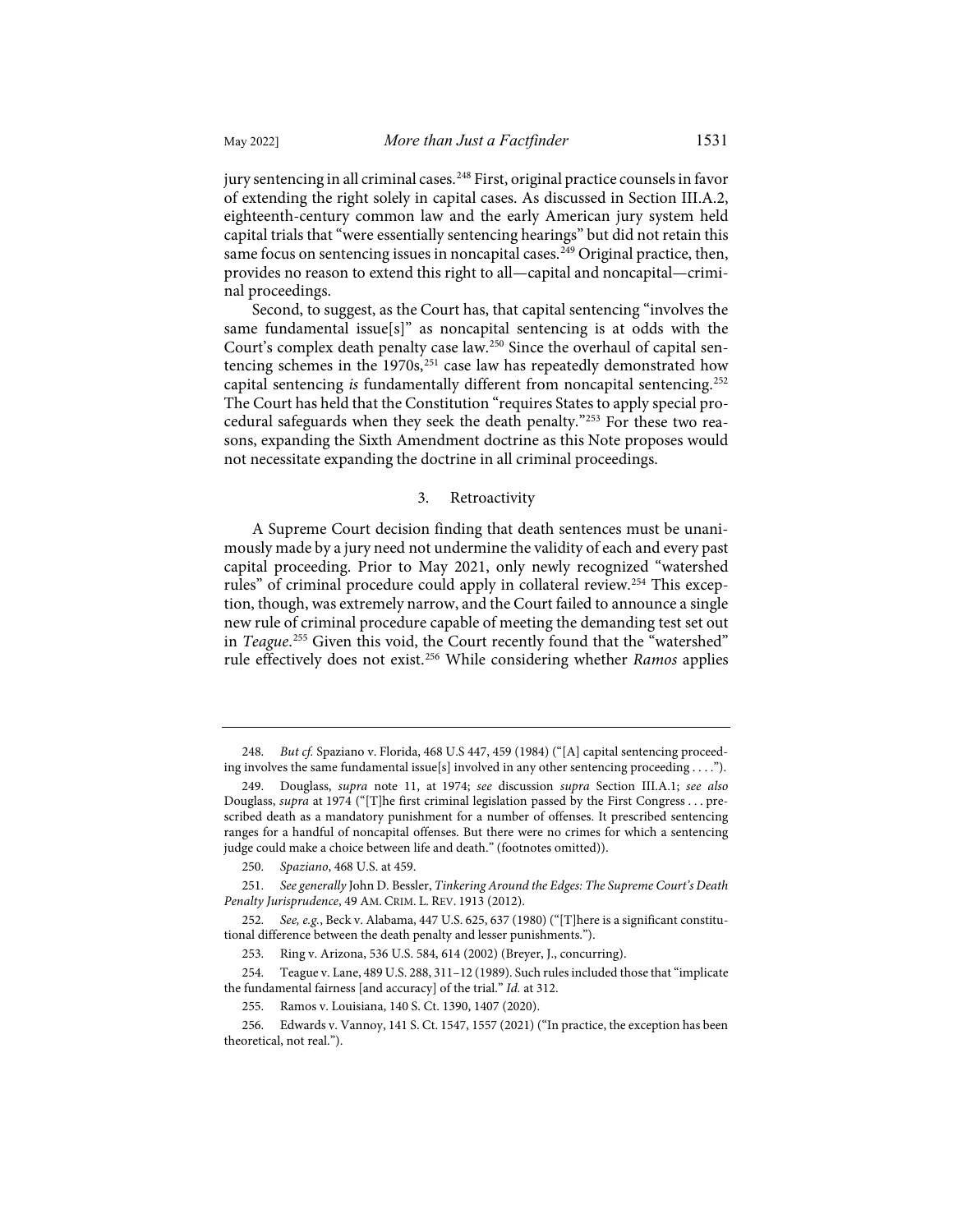jury sentencing in all criminal cases.[248] First, original practice counsels in favor of extending the right solely in capital cases. As discussed in Section III.A.2, eighteenth-century common law and the early American jury system held capital trials that "were essentially sentencing hearings" but did not retain this same focus on sentencing issues in noncapital cases.[249] Original practice, then, provides no reason to extend this right to all—capital and noncapital—criminal proceedings.

Second, to suggest, as the Court has, that capital sentencing "involves the same fundamental issue[s]" as noncapital sentencing is at odds with the Court's complex death penalty case law.[250] Since the overhaul of capital sentencing schemes in the 1970s,[251] case law has repeatedly demonstrated how capital sentencing *is* fundamentally different from noncapital sentencing.[252] The Court has held that the Constitution "requires States to apply special procedural safeguards when they seek the death penalty."[253] For these two reasons, expanding the Sixth Amendment doctrine as this Note proposes would not necessitate expanding the doctrine in all criminal proceedings.

### 3. Retroactivity

A Supreme Court decision finding that death sentences must be unanimously made by a jury need not undermine the validity of each and every past capital proceeding. Prior to May 2021, only newly recognized "watershed rules" of criminal procedure could apply in collateral review.[254] This exception, though, was extremely narrow, and the Court failed to announce a single new rule of criminal procedure capable of meeting the demanding test set out in *Teague*.[255] Given this void, the Court recently found that the "watershed" rule effectively does not exist.[256] While considering whether *Ramos* applies

---

248. *But cf.* Spaziano v. Florida, 468 U.S 447, 459 (1984) ("[A] capital sentencing proceeding involves the same fundamental issue[s] involved in any other sentencing proceeding . . . .").

249. Douglass, *supra* note 11, at 1974; *see* discussion *supra* Section III.A.1; *see also* Douglass, *supra* at 1974 ("[T]he first criminal legislation passed by the First Congress . . . prescribed death as a mandatory punishment for a number of offenses. It prescribed sentencing ranges for a handful of noncapital offenses. But there were no crimes for which a sentencing judge could make a choice between life and death." (footnotes omitted)).

250. *Spaziano*, 468 U.S. at 459.

251. *See generally* John D. Bessler, *Tinkering Around the Edges: The Supreme Court's Death Penalty Jurisprudence*, 49 AM. CRIM. L. REV. 1913 (2012).

252. *See, e.g.*, Beck v. Alabama, 447 U.S. 625, 637 (1980) ("[T]here is a significant constitutional difference between the death penalty and lesser punishments.").

253. Ring v. Arizona, 536 U.S. 584, 614 (2002) (Breyer, J., concurring).

254. Teague v. Lane, 489 U.S. 288, 311–12 (1989). Such rules included those that "implicate the fundamental fairness [and accuracy] of the trial." *Id.* at 312.

255. Ramos v. Louisiana, 140 S. Ct. 1390, 1407 (2020).

256. Edwards v. Vannoy, 141 S. Ct. 1547, 1557 (2021) ("In practice, the exception has been theoretical, not real.").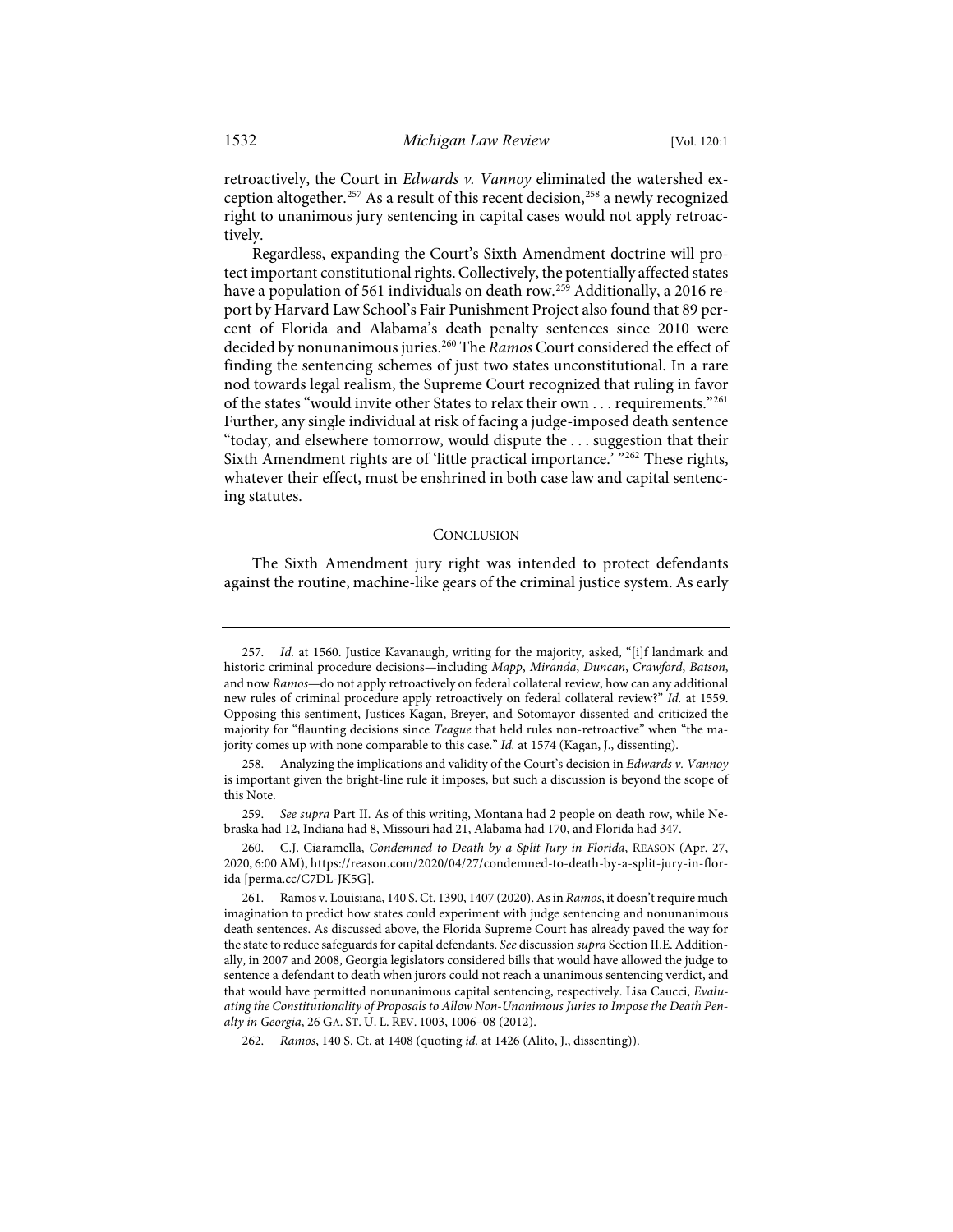retroactively, the Court in *Edwards v. Vannoy* eliminated the watershed exception altogether.[257] As a result of this recent decision,[258] a newly recognized right to unanimous jury sentencing in capital cases would not apply retroactively.

Regardless, expanding the Court's Sixth Amendment doctrine will protect important constitutional rights. Collectively, the potentially affected states have a population of 561 individuals on death row.[259] Additionally, a 2016 report by Harvard Law School's Fair Punishment Project also found that 89 percent of Florida and Alabama's death penalty sentences since 2010 were decided by nonunanimous juries.[260] The *Ramos* Court considered the effect of finding the sentencing schemes of just two states unconstitutional. In a rare nod towards legal realism, the Supreme Court recognized that ruling in favor of the states "would invite other States to relax their own . . . requirements."[261] Further, any single individual at risk of facing a judge-imposed death sentence "today, and elsewhere tomorrow, would dispute the . . . suggestion that their Sixth Amendment rights are of 'little practical importance.' "[262] These rights, whatever their effect, must be enshrined in both case law and capital sentencing statutes.

## CONCLUSION

The Sixth Amendment jury right was intended to protect defendants against the routine, machine-like gears of the criminal justice system. As early

---

257. *Id.* at 1560. Justice Kavanaugh, writing for the majority, asked, "[i]f landmark and historic criminal procedure decisions—including *Mapp*, *Miranda*, *Duncan*, *Crawford*, *Batson*, and now *Ramos*—do not apply retroactively on federal collateral review, how can any additional new rules of criminal procedure apply retroactively on federal collateral review?" *Id.* at 1559. Opposing this sentiment, Justices Kagan, Breyer, and Sotomayor dissented and criticized the majority for "flaunting decisions since *Teague* that held rules non-retroactive" when "the majority comes up with none comparable to this case." *Id.* at 1574 (Kagan, J., dissenting).

258. Analyzing the implications and validity of the Court's decision in *Edwards v. Vannoy* is important given the bright-line rule it imposes, but such a discussion is beyond the scope of this Note.

259. *See supra* Part II. As of this writing, Montana had 2 people on death row, while Nebraska had 12, Indiana had 8, Missouri had 21, Alabama had 170, and Florida had 347.

260. C.J. Ciaramella, *Condemned to Death by a Split Jury in Florida*, REASON (Apr. 27, 2020, 6:00 AM), https://reason.com/2020/04/27/condemned-to-death-by-a-split-jury-in-florida [perma.cc/C7DL-JK5G].

261. Ramos v. Louisiana, 140 S. Ct. 1390, 1407 (2020). As in *Ramos*, it doesn't require much imagination to predict how states could experiment with judge sentencing and nonunanimous death sentences. As discussed above, the Florida Supreme Court has already paved the way for the state to reduce safeguards for capital defendants. *See* discussion *supra* Section II.E. Additionally, in 2007 and 2008, Georgia legislators considered bills that would have allowed the judge to sentence a defendant to death when jurors could not reach a unanimous sentencing verdict, and that would have permitted nonunanimous capital sentencing, respectively. Lisa Caucci, *Evaluating the Constitutionality of Proposals to Allow Non-Unanimous Juries to Impose the Death Penalty in Georgia*, 26 GA. ST. U. L. REV. 1003, 1006–08 (2012).

262. *Ramos*, 140 S. Ct. at 1408 (quoting *id.* at 1426 (Alito, J., dissenting)).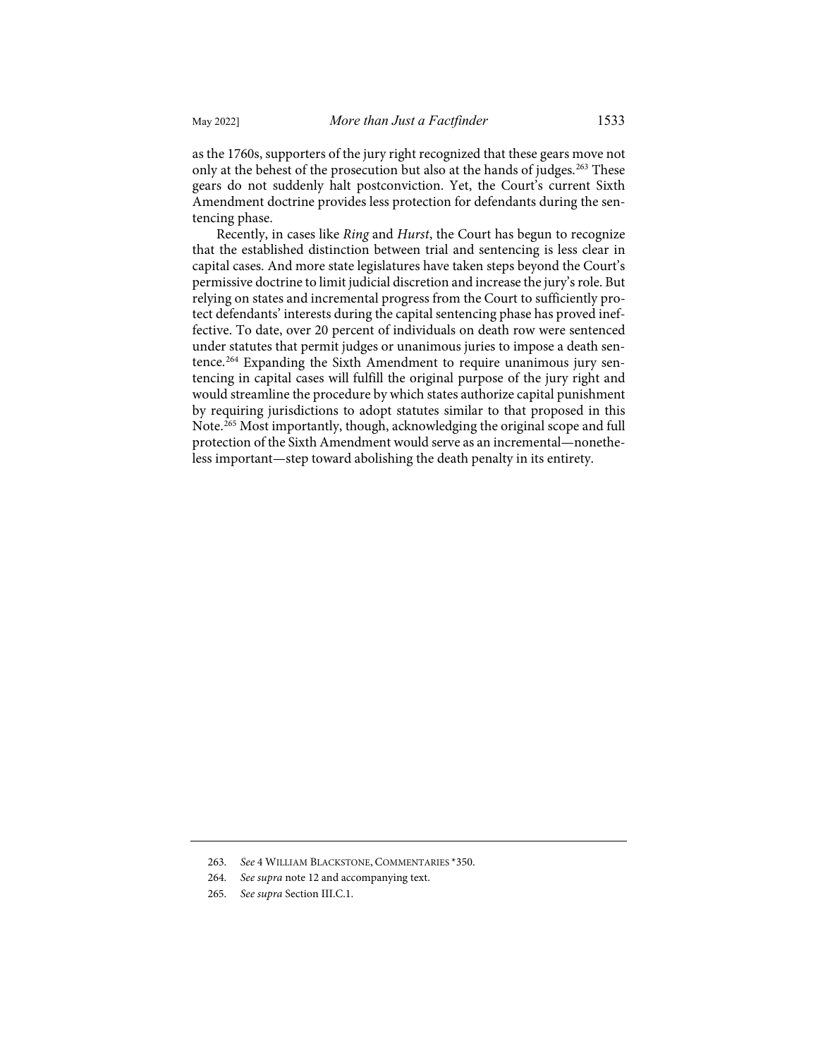as the 1760s, supporters of the jury right recognized that these gears move not only at the behest of the prosecution but also at the hands of judges.[263] These gears do not suddenly halt postconviction. Yet, the Court's current Sixth Amendment doctrine provides less protection for defendants during the sentencing phase.

Recently, in cases like *Ring* and *Hurst*, the Court has begun to recognize that the established distinction between trial and sentencing is less clear in capital cases. And more state legislatures have taken steps beyond the Court's permissive doctrine to limit judicial discretion and increase the jury's role. But relying on states and incremental progress from the Court to sufficiently protect defendants' interests during the capital sentencing phase has proved ineffective. To date, over 20 percent of individuals on death row were sentenced under statutes that permit judges or unanimous juries to impose a death sentence.[264] Expanding the Sixth Amendment to require unanimous jury sentencing in capital cases will fulfill the original purpose of the jury right and would streamline the procedure by which states authorize capital punishment by requiring jurisdictions to adopt statutes similar to that proposed in this Note.[265] Most importantly, though, acknowledging the original scope and full protection of the Sixth Amendment would serve as an incremental—nonetheless important—step toward abolishing the death penalty in its entirety.

---

263. *See* 4 WILLIAM BLACKSTONE, COMMENTARIES *350.

264. *See supra* note 12 and accompanying text.

265. *See supra* Section III.C.1.